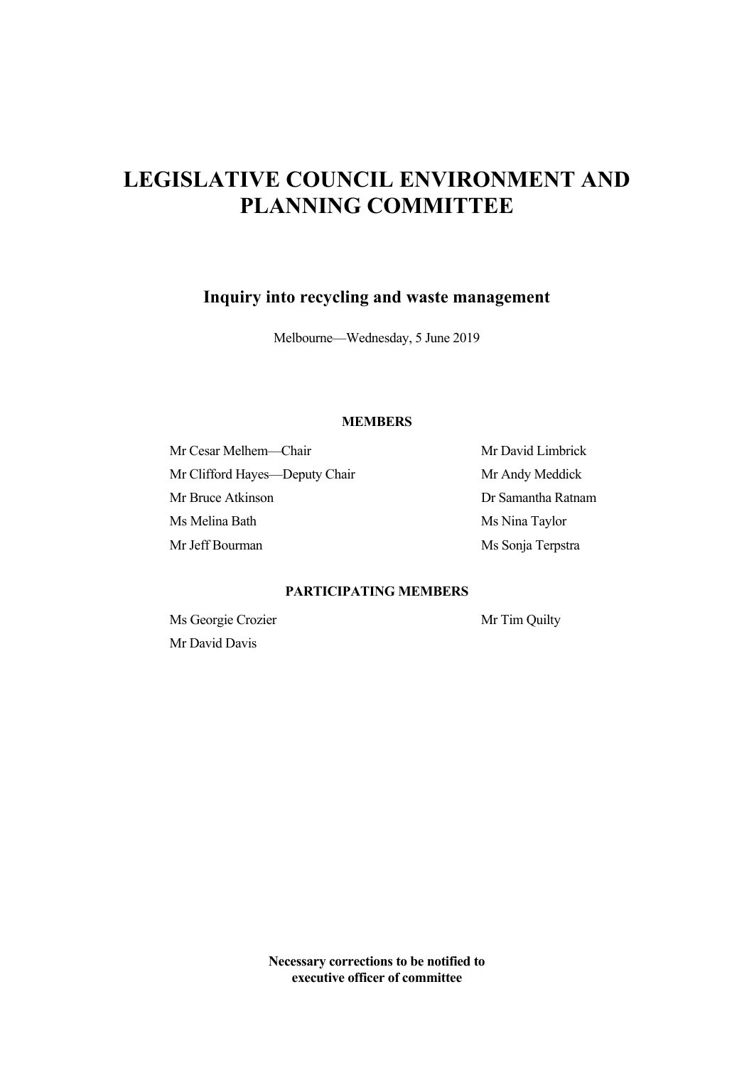# LEGISLATIVE COUNCIL ENVIRONMENT AND PLANNING COMMITTEE

## Inquiry into recycling and waste management

Melbourne—Wednesday, 5 June 2019

**MEMBERS**

Mr Cesar Melhem—Chair

Mr Clifford Hayes—Deputy Chair

Mr Bruce Atkinson

Ms Melina Bath

Mr Jeff Bourman

Mr David Limbrick

Mr Andy Meddick

Dr Samantha Ratnam

Ms Nina Taylor

Ms Sonja Terpstra

**PARTICIPATING MEMBERS**

Ms Georgie Crozier

Mr David Davis

Mr Tim Quilty

**Necessary corrections to be notified to executive officer of committee**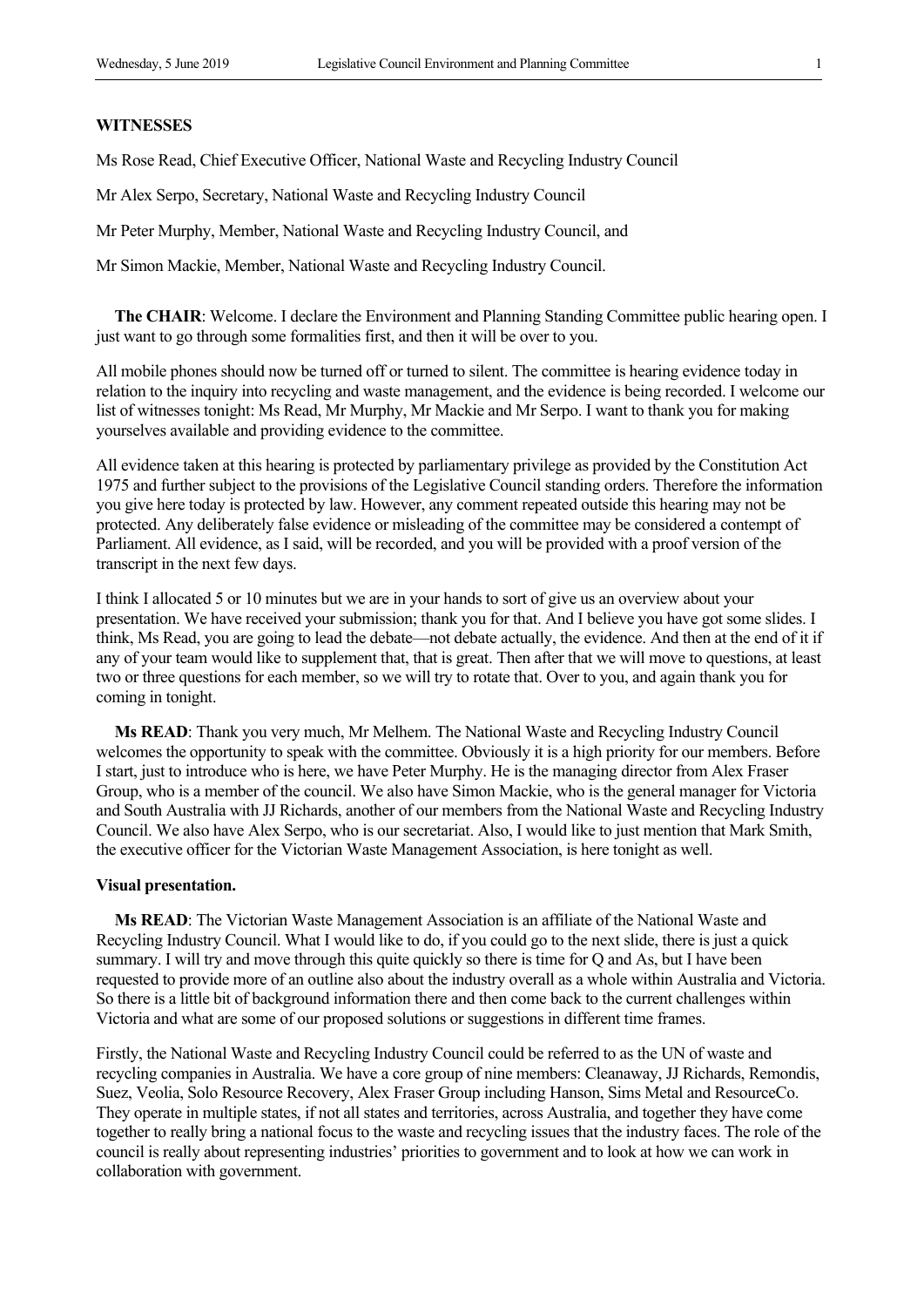**WITNESSES**

Ms Rose Read, Chief Executive Officer, National Waste and Recycling Industry Council

Mr Alex Serpo, Secretary, National Waste and Recycling Industry Council

Mr Peter Murphy, Member, National Waste and Recycling Industry Council, and

Mr Simon Mackie, Member, National Waste and Recycling Industry Council.

**The CHAIR**: Welcome. I declare the Environment and Planning Standing Committee public hearing open. I just want to go through some formalities first, and then it will be over to you.

All mobile phones should now be turned off or turned to silent. The committee is hearing evidence today in relation to the inquiry into recycling and waste management, and the evidence is being recorded. I welcome our list of witnesses tonight: Ms Read, Mr Murphy, Mr Mackie and Mr Serpo. I want to thank you for making yourselves available and providing evidence to the committee.

All evidence taken at this hearing is protected by parliamentary privilege as provided by the Constitution Act 1975 and further subject to the provisions of the Legislative Council standing orders. Therefore the information you give here today is protected by law. However, any comment repeated outside this hearing may not be protected. Any deliberately false evidence or misleading of the committee may be considered a contempt of Parliament. All evidence, as I said, will be recorded, and you will be provided with a proof version of the transcript in the next few days.

I think I allocated 5 or 10 minutes but we are in your hands to sort of give us an overview about your presentation. We have received your submission; thank you for that. And I believe you have got some slides. I think, Ms Read, you are going to lead the debate—not debate actually, the evidence. And then at the end of it if any of your team would like to supplement that, that is great. Then after that we will move to questions, at least two or three questions for each member, so we will try to rotate that. Over to you, and again thank you for coming in tonight.

**Ms READ**: Thank you very much, Mr Melhem. The National Waste and Recycling Industry Council welcomes the opportunity to speak with the committee. Obviously it is a high priority for our members. Before I start, just to introduce who is here, we have Peter Murphy. He is the managing director from Alex Fraser Group, who is a member of the council. We also have Simon Mackie, who is the general manager for Victoria and South Australia with JJ Richards, another of our members from the National Waste and Recycling Industry Council. We also have Alex Serpo, who is our secretariat. Also, I would like to just mention that Mark Smith, the executive officer for the Victorian Waste Management Association, is here tonight as well.

**Visual presentation.**

**Ms READ**: The Victorian Waste Management Association is an affiliate of the National Waste and Recycling Industry Council. What I would like to do, if you could go to the next slide, there is just a quick summary. I will try and move through this quite quickly so there is time for Q and As, but I have been requested to provide more of an outline also about the industry overall as a whole within Australia and Victoria. So there is a little bit of background information there and then come back to the current challenges within Victoria and what are some of our proposed solutions or suggestions in different time frames.

Firstly, the National Waste and Recycling Industry Council could be referred to as the UN of waste and recycling companies in Australia. We have a core group of nine members: Cleanaway, JJ Richards, Remondis, Suez, Veolia, Solo Resource Recovery, Alex Fraser Group including Hanson, Sims Metal and ResourceCo. They operate in multiple states, if not all states and territories, across Australia, and together they have come together to really bring a national focus to the waste and recycling issues that the industry faces. The role of the council is really about representing industries' priorities to government and to look at how we can work in collaboration with government.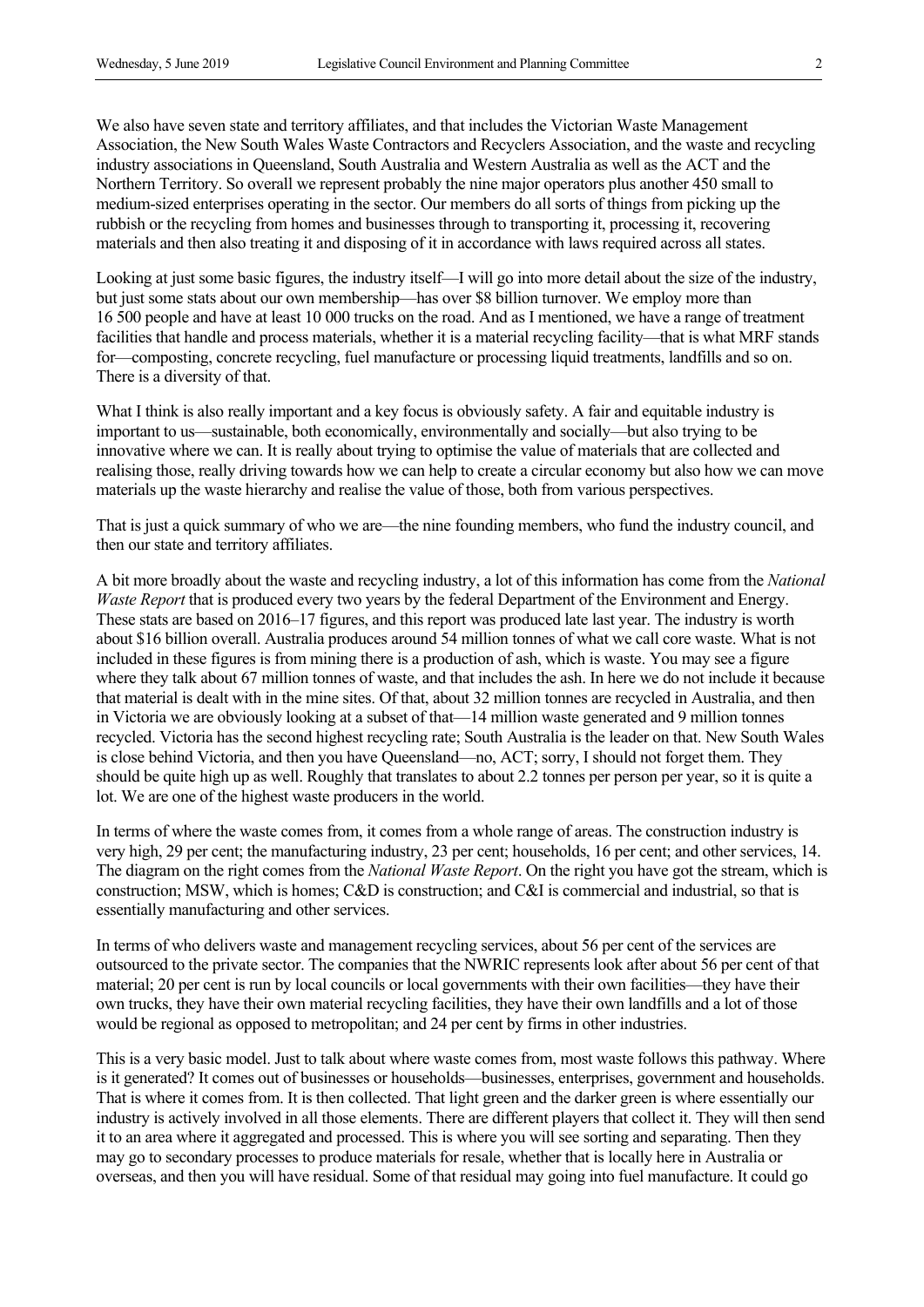We also have seven state and territory affiliates, and that includes the Victorian Waste Management Association, the New South Wales Waste Contractors and Recyclers Association, and the waste and recycling industry associations in Queensland, South Australia and Western Australia as well as the ACT and the Northern Territory. So overall we represent probably the nine major operators plus another 450 small to medium-sized enterprises operating in the sector. Our members do all sorts of things from picking up the rubbish or the recycling from homes and businesses through to transporting it, processing it, recovering materials and then also treating it and disposing of it in accordance with laws required across all states.

Looking at just some basic figures, the industry itself—I will go into more detail about the size of the industry, but just some stats about our own membership—has over $8 billion turnover. We employ more than 16 500 people and have at least 10 000 trucks on the road. And as I mentioned, we have a range of treatment facilities that handle and process materials, whether it is a material recycling facility—that is what MRF stands for—composting, concrete recycling, fuel manufacture or processing liquid treatments, landfills and so on. There is a diversity of that.

What I think is also really important and a key focus is obviously safety. A fair and equitable industry is important to us—sustainable, both economically, environmentally and socially—but also trying to be innovative where we can. It is really about trying to optimise the value of materials that are collected and realising those, really driving towards how we can help to create a circular economy but also how we can move materials up the waste hierarchy and realise the value of those, both from various perspectives.

That is just a quick summary of who we are—the nine founding members, who fund the industry council, and then our state and territory affiliates.

A bit more broadly about the waste and recycling industry, a lot of this information has come from the *National Waste Report* that is produced every two years by the federal Department of the Environment and Energy. These stats are based on 2016–17 figures, and this report was produced late last year. The industry is worth about $16 billion overall. Australia produces around 54 million tonnes of what we call core waste. What is not included in these figures is from mining there is a production of ash, which is waste. You may see a figure where they talk about 67 million tonnes of waste, and that includes the ash. In here we do not include it because that material is dealt with in the mine sites. Of that, about 32 million tonnes are recycled in Australia, and then in Victoria we are obviously looking at a subset of that—14 million waste generated and 9 million tonnes recycled. Victoria has the second highest recycling rate; South Australia is the leader on that. New South Wales is close behind Victoria, and then you have Queensland—no, ACT; sorry, I should not forget them. They should be quite high up as well. Roughly that translates to about 2.2 tonnes per person per year, so it is quite a lot. We are one of the highest waste producers in the world.

In terms of where the waste comes from, it comes from a whole range of areas. The construction industry is very high, 29 per cent; the manufacturing industry, 23 per cent; households, 16 per cent; and other services, 14. The diagram on the right comes from the *National Waste Report*. On the right you have got the stream, which is construction; MSW, which is homes; C&D is construction; and C&I is commercial and industrial, so that is essentially manufacturing and other services.

In terms of who delivers waste and management recycling services, about 56 per cent of the services are outsourced to the private sector. The companies that the NWRIC represents look after about 56 per cent of that material; 20 per cent is run by local councils or local governments with their own facilities—they have their own trucks, they have their own material recycling facilities, they have their own landfills and a lot of those would be regional as opposed to metropolitan; and 24 per cent by firms in other industries.

This is a very basic model. Just to talk about where waste comes from, most waste follows this pathway. Where is it generated? It comes out of businesses or households—businesses, enterprises, government and households. That is where it comes from. It is then collected. That light green and the darker green is where essentially our industry is actively involved in all those elements. There are different players that collect it. They will then send it to an area where it aggregated and processed. This is where you will see sorting and separating. Then they may go to secondary processes to produce materials for resale, whether that is locally here in Australia or overseas, and then you will have residual. Some of that residual may going into fuel manufacture. It could go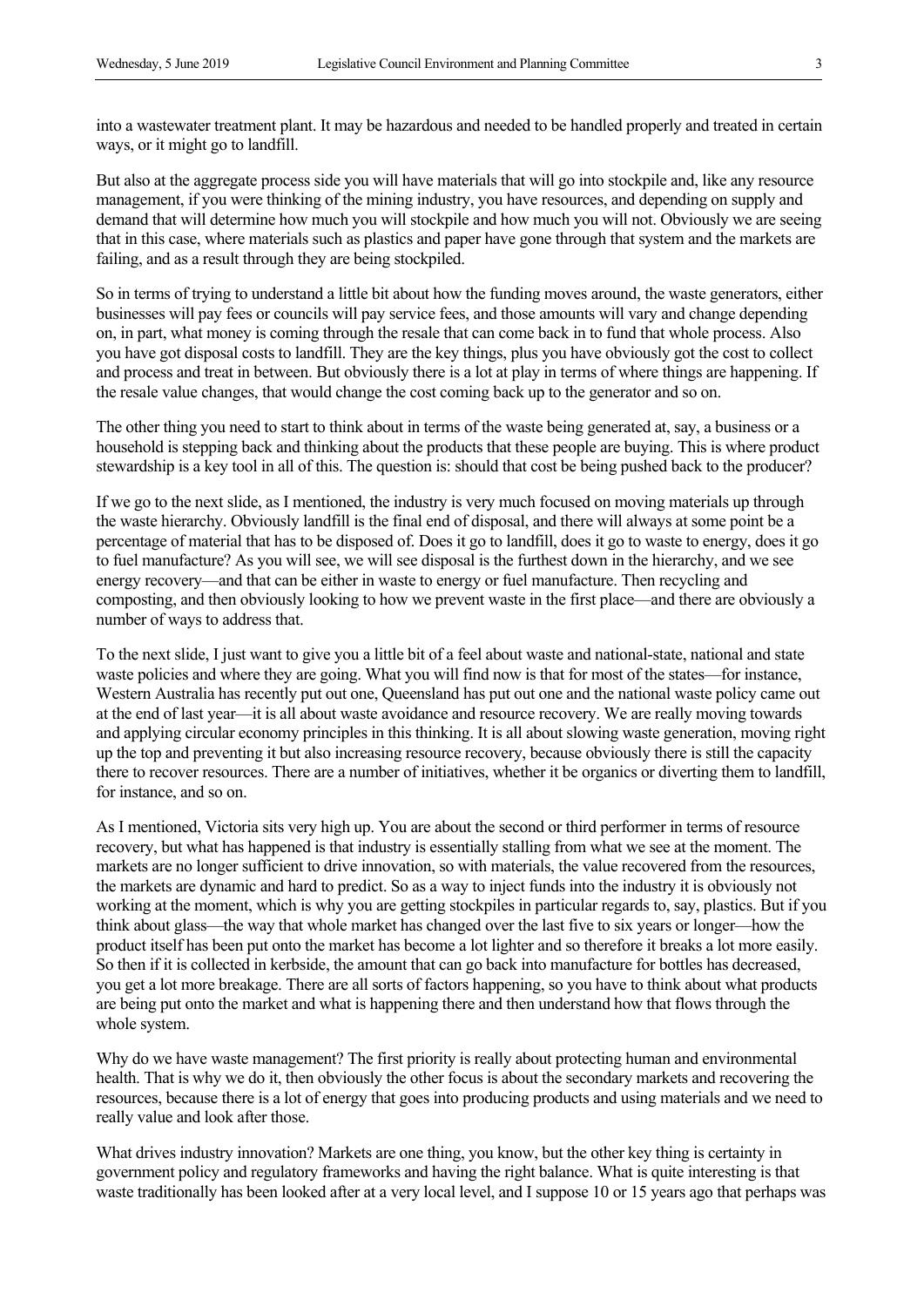into a wastewater treatment plant. It may be hazardous and needed to be handled properly and treated in certain ways, or it might go to landfill.

But also at the aggregate process side you will have materials that will go into stockpile and, like any resource management, if you were thinking of the mining industry, you have resources, and depending on supply and demand that will determine how much you will stockpile and how much you will not. Obviously we are seeing that in this case, where materials such as plastics and paper have gone through that system and the markets are failing, and as a result through they are being stockpiled.

So in terms of trying to understand a little bit about how the funding moves around, the waste generators, either businesses will pay fees or councils will pay service fees, and those amounts will vary and change depending on, in part, what money is coming through the resale that can come back in to fund that whole process. Also you have got disposal costs to landfill. They are the key things, plus you have obviously got the cost to collect and process and treat in between. But obviously there is a lot at play in terms of where things are happening. If the resale value changes, that would change the cost coming back up to the generator and so on.

The other thing you need to start to think about in terms of the waste being generated at, say, a business or a household is stepping back and thinking about the products that these people are buying. This is where product stewardship is a key tool in all of this. The question is: should that cost be being pushed back to the producer?

If we go to the next slide, as I mentioned, the industry is very much focused on moving materials up through the waste hierarchy. Obviously landfill is the final end of disposal, and there will always at some point be a percentage of material that has to be disposed of. Does it go to landfill, does it go to waste to energy, does it go to fuel manufacture? As you will see, we will see disposal is the furthest down in the hierarchy, and we see energy recovery—and that can be either in waste to energy or fuel manufacture. Then recycling and composting, and then obviously looking to how we prevent waste in the first place—and there are obviously a number of ways to address that.

To the next slide, I just want to give you a little bit of a feel about waste and national-state, national and state waste policies and where they are going. What you will find now is that for most of the states—for instance, Western Australia has recently put out one, Queensland has put out one and the national waste policy came out at the end of last year—it is all about waste avoidance and resource recovery. We are really moving towards and applying circular economy principles in this thinking. It is all about slowing waste generation, moving right up the top and preventing it but also increasing resource recovery, because obviously there is still the capacity there to recover resources. There are a number of initiatives, whether it be organics or diverting them to landfill, for instance, and so on.

As I mentioned, Victoria sits very high up. You are about the second or third performer in terms of resource recovery, but what has happened is that industry is essentially stalling from what we see at the moment. The markets are no longer sufficient to drive innovation, so with materials, the value recovered from the resources, the markets are dynamic and hard to predict. So as a way to inject funds into the industry it is obviously not working at the moment, which is why you are getting stockpiles in particular regards to, say, plastics. But if you think about glass—the way that whole market has changed over the last five to six years or longer—how the product itself has been put onto the market has become a lot lighter and so therefore it breaks a lot more easily. So then if it is collected in kerbside, the amount that can go back into manufacture for bottles has decreased, you get a lot more breakage. There are all sorts of factors happening, so you have to think about what products are being put onto the market and what is happening there and then understand how that flows through the whole system.

Why do we have waste management? The first priority is really about protecting human and environmental health. That is why we do it, then obviously the other focus is about the secondary markets and recovering the resources, because there is a lot of energy that goes into producing products and using materials and we need to really value and look after those.

What drives industry innovation? Markets are one thing, you know, but the other key thing is certainty in government policy and regulatory frameworks and having the right balance. What is quite interesting is that waste traditionally has been looked after at a very local level, and I suppose 10 or 15 years ago that perhaps was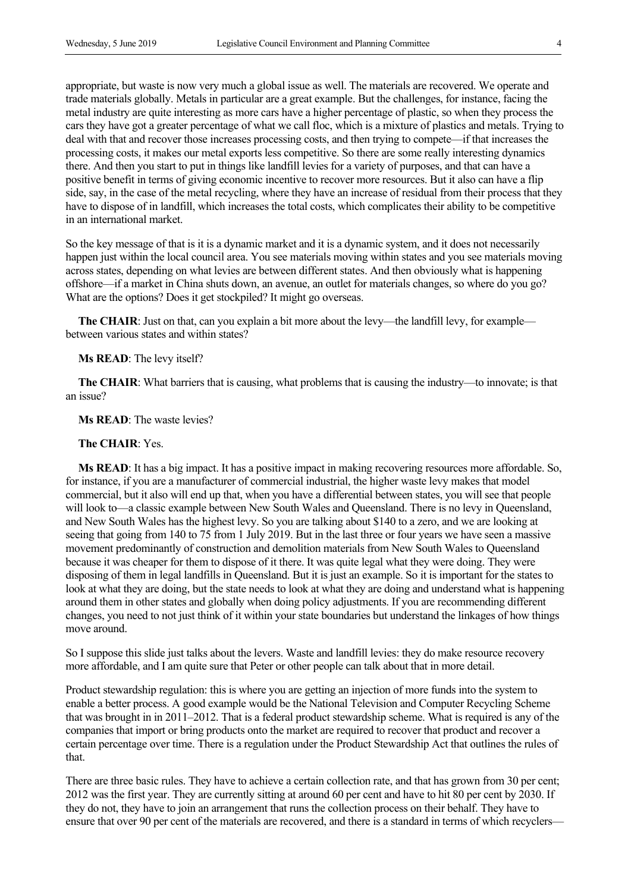appropriate, but waste is now very much a global issue as well. The materials are recovered. We operate and trade materials globally. Metals in particular are a great example. But the challenges, for instance, facing the metal industry are quite interesting as more cars have a higher percentage of plastic, so when they process the cars they have got a greater percentage of what we call floc, which is a mixture of plastics and metals. Trying to deal with that and recover those increases processing costs, and then trying to compete—if that increases the processing costs, it makes our metal exports less competitive. So there are some really interesting dynamics there. And then you start to put in things like landfill levies for a variety of purposes, and that can have a positive benefit in terms of giving economic incentive to recover more resources. But it also can have a flip side, say, in the case of the metal recycling, where they have an increase of residual from their process that they have to dispose of in landfill, which increases the total costs, which complicates their ability to be competitive in an international market.

So the key message of that is it is a dynamic market and it is a dynamic system, and it does not necessarily happen just within the local council area. You see materials moving within states and you see materials moving across states, depending on what levies are between different states. And then obviously what is happening offshore—if a market in China shuts down, an avenue, an outlet for materials changes, so where do you go? What are the options? Does it get stockpiled? It might go overseas.

**The CHAIR**: Just on that, can you explain a bit more about the levy—the landfill levy, for example—between various states and within states?

**Ms READ**: The levy itself?

**The CHAIR**: What barriers that is causing, what problems that is causing the industry—to innovate; is that an issue?

**Ms READ**: The waste levies?

**The CHAIR**: Yes.

**Ms READ**: It has a big impact. It has a positive impact in making recovering resources more affordable. So, for instance, if you are a manufacturer of commercial industrial, the higher waste levy makes that model commercial, but it also will end up that, when you have a differential between states, you will see that people will look to—a classic example between New South Wales and Queensland. There is no levy in Queensland, and New South Wales has the highest levy. So you are talking about $140 to a zero, and we are looking at seeing that going from 140 to 75 from 1 July 2019. But in the last three or four years we have seen a massive movement predominantly of construction and demolition materials from New South Wales to Queensland because it was cheaper for them to dispose of it there. It was quite legal what they were doing. They were disposing of them in legal landfills in Queensland. But it is just an example. So it is important for the states to look at what they are doing, but the state needs to look at what they are doing and understand what is happening around them in other states and globally when doing policy adjustments. If you are recommending different changes, you need to not just think of it within your state boundaries but understand the linkages of how things move around.

So I suppose this slide just talks about the levers. Waste and landfill levies: they do make resource recovery more affordable, and I am quite sure that Peter or other people can talk about that in more detail.

Product stewardship regulation: this is where you are getting an injection of more funds into the system to enable a better process. A good example would be the National Television and Computer Recycling Scheme that was brought in in 2011–2012. That is a federal product stewardship scheme. What is required is any of the companies that import or bring products onto the market are required to recover that product and recover a certain percentage over time. There is a regulation under the Product Stewardship Act that outlines the rules of that.

There are three basic rules. They have to achieve a certain collection rate, and that has grown from 30 per cent; 2012 was the first year. They are currently sitting at around 60 per cent and have to hit 80 per cent by 2030. If they do not, they have to join an arrangement that runs the collection process on their behalf. They have to ensure that over 90 per cent of the materials are recovered, and there is a standard in terms of which recyclers—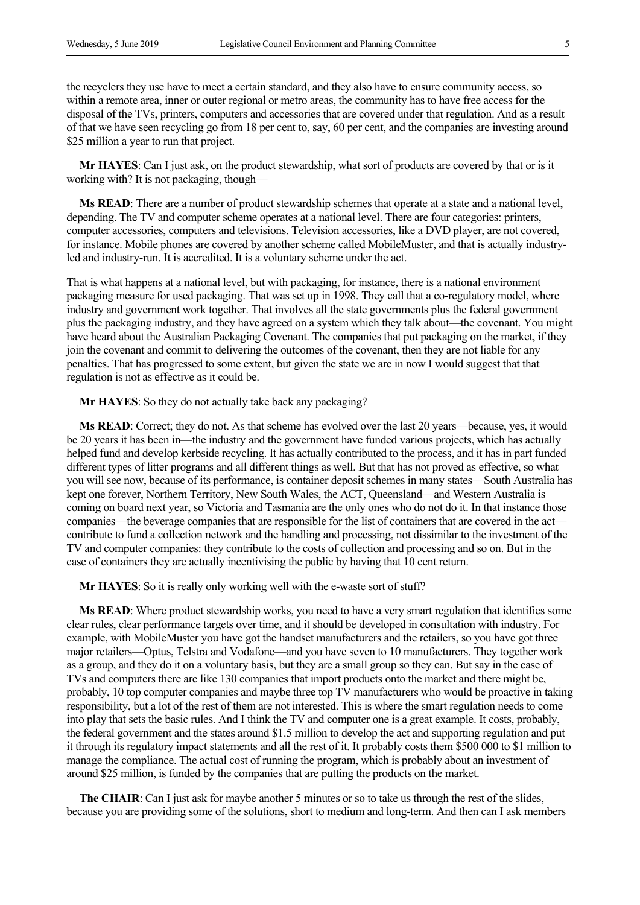the recyclers they use have to meet a certain standard, and they also have to ensure community access, so within a remote area, inner or outer regional or metro areas, the community has to have free access for the disposal of the TVs, printers, computers and accessories that are covered under that regulation. And as a result of that we have seen recycling go from 18 per cent to, say, 60 per cent, and the companies are investing around $25 million a year to run that project.

**Mr HAYES**: Can I just ask, on the product stewardship, what sort of products are covered by that or is it working with? It is not packaging, though—

**Ms READ**: There are a number of product stewardship schemes that operate at a state and a national level, depending. The TV and computer scheme operates at a national level. There are four categories: printers, computer accessories, computers and televisions. Television accessories, like a DVD player, are not covered, for instance. Mobile phones are covered by another scheme called MobileMuster, and that is actually industry-led and industry-run. It is accredited. It is a voluntary scheme under the act.

That is what happens at a national level, but with packaging, for instance, there is a national environment packaging measure for used packaging. That was set up in 1998. They call that a co-regulatory model, where industry and government work together. That involves all the state governments plus the federal government plus the packaging industry, and they have agreed on a system which they talk about—the covenant. You might have heard about the Australian Packaging Covenant. The companies that put packaging on the market, if they join the covenant and commit to delivering the outcomes of the covenant, then they are not liable for any penalties. That has progressed to some extent, but given the state we are in now I would suggest that that regulation is not as effective as it could be.

**Mr HAYES**: So they do not actually take back any packaging?

**Ms READ**: Correct; they do not. As that scheme has evolved over the last 20 years—because, yes, it would be 20 years it has been in—the industry and the government have funded various projects, which has actually helped fund and develop kerbside recycling. It has actually contributed to the process, and it has in part funded different types of litter programs and all different things as well. But that has not proved as effective, so what you will see now, because of its performance, is container deposit schemes in many states—South Australia has kept one forever, Northern Territory, New South Wales, the ACT, Queensland—and Western Australia is coming on board next year, so Victoria and Tasmania are the only ones who do not do it. In that instance those companies—the beverage companies that are responsible for the list of containers that are covered in the act—contribute to fund a collection network and the handling and processing, not dissimilar to the investment of the TV and computer companies: they contribute to the costs of collection and processing and so on. But in the case of containers they are actually incentivising the public by having that 10 cent return.

**Mr HAYES**: So it is really only working well with the e-waste sort of stuff?

**Ms READ**: Where product stewardship works, you need to have a very smart regulation that identifies some clear rules, clear performance targets over time, and it should be developed in consultation with industry. For example, with MobileMuster you have got the handset manufacturers and the retailers, so you have got three major retailers—Optus, Telstra and Vodafone—and you have seven to 10 manufacturers. They together work as a group, and they do it on a voluntary basis, but they are a small group so they can. But say in the case of TVs and computers there are like 130 companies that import products onto the market and there might be, probably, 10 top computer companies and maybe three top TV manufacturers who would be proactive in taking responsibility, but a lot of the rest of them are not interested. This is where the smart regulation needs to come into play that sets the basic rules. And I think the TV and computer one is a great example. It costs, probably, the federal government and the states around $1.5 million to develop the act and supporting regulation and put it through its regulatory impact statements and all the rest of it. It probably costs them $500 000 to $1 million to manage the compliance. The actual cost of running the program, which is probably about an investment of around $25 million, is funded by the companies that are putting the products on the market.

**The CHAIR**: Can I just ask for maybe another 5 minutes or so to take us through the rest of the slides, because you are providing some of the solutions, short to medium and long-term. And then can I ask members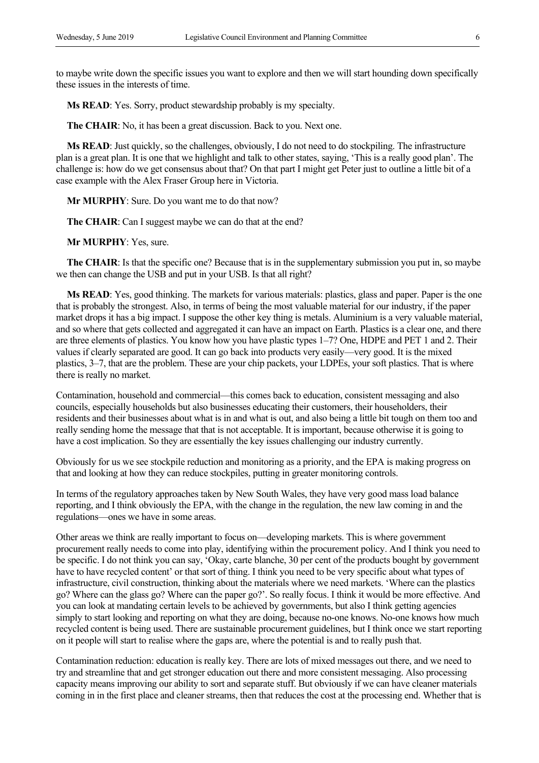to maybe write down the specific issues you want to explore and then we will start hounding down specifically these issues in the interests of time.

**Ms READ**: Yes. Sorry, product stewardship probably is my specialty.

**The CHAIR**: No, it has been a great discussion. Back to you. Next one.

**Ms READ**: Just quickly, so the challenges, obviously, I do not need to do stockpiling. The infrastructure plan is a great plan. It is one that we highlight and talk to other states, saying, 'This is a really good plan'. The challenge is: how do we get consensus about that? On that part I might get Peter just to outline a little bit of a case example with the Alex Fraser Group here in Victoria.

**Mr MURPHY**: Sure. Do you want me to do that now?

**The CHAIR**: Can I suggest maybe we can do that at the end?

**Mr MURPHY**: Yes, sure.

**The CHAIR**: Is that the specific one? Because that is in the supplementary submission you put in, so maybe we then can change the USB and put in your USB. Is that all right?

**Ms READ**: Yes, good thinking. The markets for various materials: plastics, glass and paper. Paper is the one that is probably the strongest. Also, in terms of being the most valuable material for our industry, if the paper market drops it has a big impact. I suppose the other key thing is metals. Aluminium is a very valuable material, and so where that gets collected and aggregated it can have an impact on Earth. Plastics is a clear one, and there are three elements of plastics. You know how you have plastic types 1–7? One, HDPE and PET 1 and 2. Their values if clearly separated are good. It can go back into products very easily—very good. It is the mixed plastics, 3–7, that are the problem. These are your chip packets, your LDPEs, your soft plastics. That is where there is really no market.

Contamination, household and commercial—this comes back to education, consistent messaging and also councils, especially households but also businesses educating their customers, their householders, their residents and their businesses about what is in and what is out, and also being a little bit tough on them too and really sending home the message that that is not acceptable. It is important, because otherwise it is going to have a cost implication. So they are essentially the key issues challenging our industry currently.

Obviously for us we see stockpile reduction and monitoring as a priority, and the EPA is making progress on that and looking at how they can reduce stockpiles, putting in greater monitoring controls.

In terms of the regulatory approaches taken by New South Wales, they have very good mass load balance reporting, and I think obviously the EPA, with the change in the regulation, the new law coming in and the regulations—ones we have in some areas.

Other areas we think are really important to focus on—developing markets. This is where government procurement really needs to come into play, identifying within the procurement policy. And I think you need to be specific. I do not think you can say, 'Okay, carte blanche, 30 per cent of the products bought by government have to have recycled content' or that sort of thing. I think you need to be very specific about what types of infrastructure, civil construction, thinking about the materials where we need markets. 'Where can the plastics go? Where can the glass go? Where can the paper go?'. So really focus. I think it would be more effective. And you can look at mandating certain levels to be achieved by governments, but also I think getting agencies simply to start looking and reporting on what they are doing, because no-one knows. No-one knows how much recycled content is being used. There are sustainable procurement guidelines, but I think once we start reporting on it people will start to realise where the gaps are, where the potential is and to really push that.

Contamination reduction: education is really key. There are lots of mixed messages out there, and we need to try and streamline that and get stronger education out there and more consistent messaging. Also processing capacity means improving our ability to sort and separate stuff. But obviously if we can have cleaner materials coming in in the first place and cleaner streams, then that reduces the cost at the processing end. Whether that is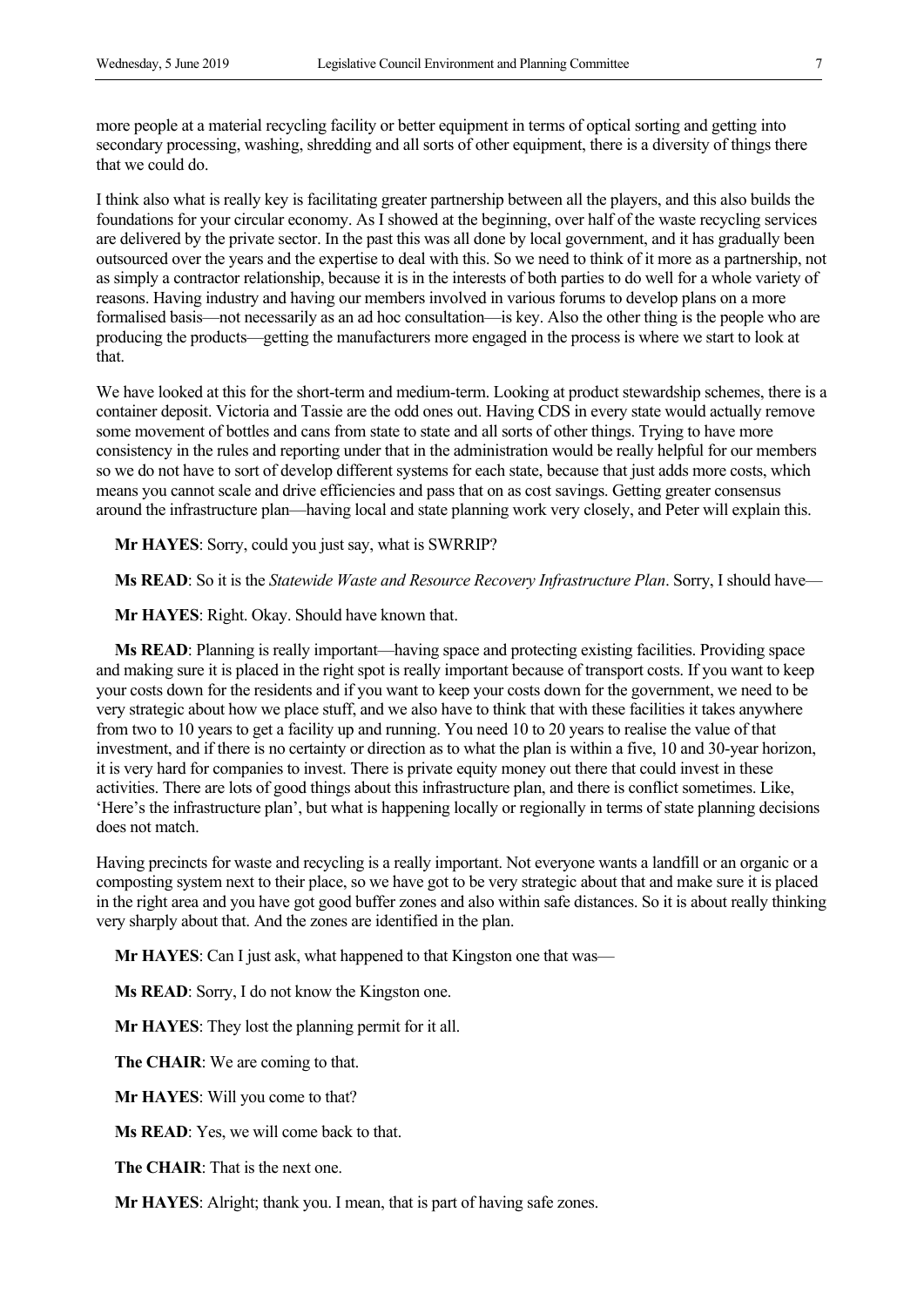more people at a material recycling facility or better equipment in terms of optical sorting and getting into secondary processing, washing, shredding and all sorts of other equipment, there is a diversity of things there that we could do.

I think also what is really key is facilitating greater partnership between all the players, and this also builds the foundations for your circular economy. As I showed at the beginning, over half of the waste recycling services are delivered by the private sector. In the past this was all done by local government, and it has gradually been outsourced over the years and the expertise to deal with this. So we need to think of it more as a partnership, not as simply a contractor relationship, because it is in the interests of both parties to do well for a whole variety of reasons. Having industry and having our members involved in various forums to develop plans on a more formalised basis—not necessarily as an ad hoc consultation—is key. Also the other thing is the people who are producing the products—getting the manufacturers more engaged in the process is where we start to look at that.

We have looked at this for the short-term and medium-term. Looking at product stewardship schemes, there is a container deposit. Victoria and Tassie are the odd ones out. Having CDS in every state would actually remove some movement of bottles and cans from state to state and all sorts of other things. Trying to have more consistency in the rules and reporting under that in the administration would be really helpful for our members so we do not have to sort of develop different systems for each state, because that just adds more costs, which means you cannot scale and drive efficiencies and pass that on as cost savings. Getting greater consensus around the infrastructure plan—having local and state planning work very closely, and Peter will explain this.

**Mr HAYES**: Sorry, could you just say, what is SWRRIP?

**Ms READ**: So it is the *Statewide Waste and Resource Recovery Infrastructure Plan*. Sorry, I should have—

**Mr HAYES**: Right. Okay. Should have known that.

**Ms READ**: Planning is really important—having space and protecting existing facilities. Providing space and making sure it is placed in the right spot is really important because of transport costs. If you want to keep your costs down for the residents and if you want to keep your costs down for the government, we need to be very strategic about how we place stuff, and we also have to think that with these facilities it takes anywhere from two to 10 years to get a facility up and running. You need 10 to 20 years to realise the value of that investment, and if there is no certainty or direction as to what the plan is within a five, 10 and 30-year horizon, it is very hard for companies to invest. There is private equity money out there that could invest in these activities. There are lots of good things about this infrastructure plan, and there is conflict sometimes. Like, 'Here's the infrastructure plan', but what is happening locally or regionally in terms of state planning decisions does not match.

Having precincts for waste and recycling is a really important. Not everyone wants a landfill or an organic or a composting system next to their place, so we have got to be very strategic about that and make sure it is placed in the right area and you have got good buffer zones and also within safe distances. So it is about really thinking very sharply about that. And the zones are identified in the plan.

**Mr HAYES**: Can I just ask, what happened to that Kingston one that was—

**Ms READ**: Sorry, I do not know the Kingston one.

**Mr HAYES**: They lost the planning permit for it all.

**The CHAIR**: We are coming to that.

**Mr HAYES**: Will you come to that?

**Ms READ**: Yes, we will come back to that.

**The CHAIR**: That is the next one.

**Mr HAYES**: Alright; thank you. I mean, that is part of having safe zones.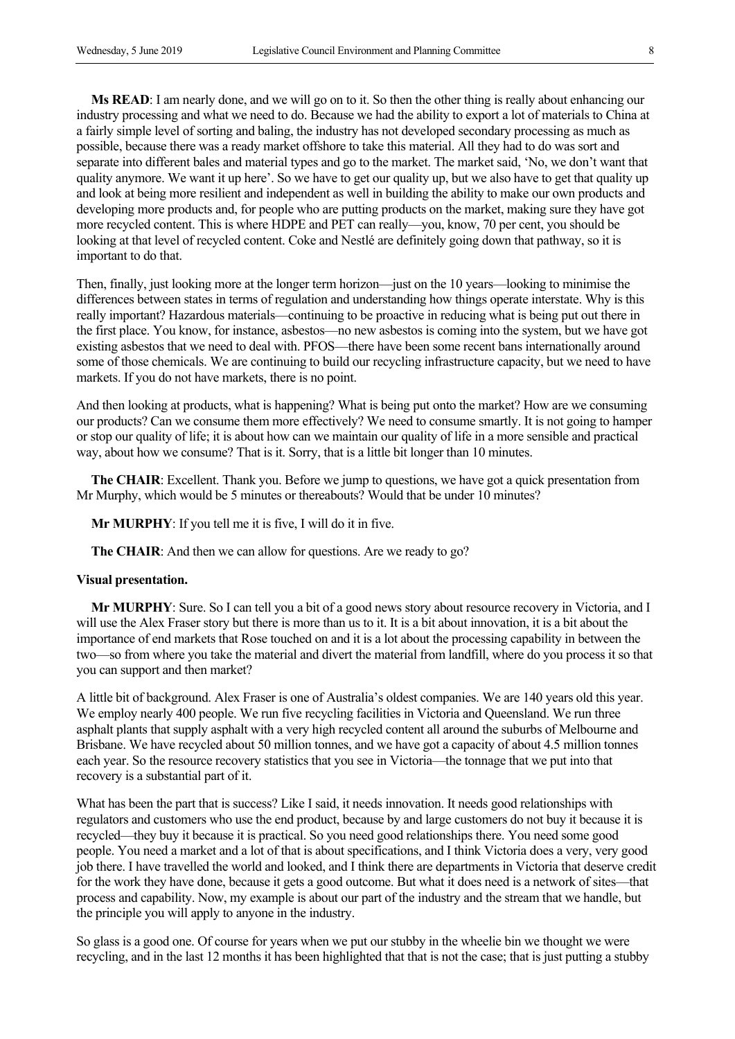**Ms READ**: I am nearly done, and we will go on to it. So then the other thing is really about enhancing our industry processing and what we need to do. Because we had the ability to export a lot of materials to China at a fairly simple level of sorting and baling, the industry has not developed secondary processing as much as possible, because there was a ready market offshore to take this material. All they had to do was sort and separate into different bales and material types and go to the market. The market said, 'No, we don't want that quality anymore. We want it up here'. So we have to get our quality up, but we also have to get that quality up and look at being more resilient and independent as well in building the ability to make our own products and developing more products and, for people who are putting products on the market, making sure they have got more recycled content. This is where HDPE and PET can really—you, know, 70 per cent, you should be looking at that level of recycled content. Coke and Nestlé are definitely going down that pathway, so it is important to do that.

Then, finally, just looking more at the longer term horizon—just on the 10 years—looking to minimise the differences between states in terms of regulation and understanding how things operate interstate. Why is this really important? Hazardous materials—continuing to be proactive in reducing what is being put out there in the first place. You know, for instance, asbestos—no new asbestos is coming into the system, but we have got existing asbestos that we need to deal with. PFOS—there have been some recent bans internationally around some of those chemicals. We are continuing to build our recycling infrastructure capacity, but we need to have markets. If you do not have markets, there is no point.

And then looking at products, what is happening? What is being put onto the market? How are we consuming our products? Can we consume them more effectively? We need to consume smartly. It is not going to hamper or stop our quality of life; it is about how can we maintain our quality of life in a more sensible and practical way, about how we consume? That is it. Sorry, that is a little bit longer than 10 minutes.

**The CHAIR**: Excellent. Thank you. Before we jump to questions, we have got a quick presentation from Mr Murphy, which would be 5 minutes or thereabouts? Would that be under 10 minutes?

**Mr MURPHY**: If you tell me it is five, I will do it in five.

**The CHAIR**: And then we can allow for questions. Are we ready to go?

**Visual presentation.**

**Mr MURPHY**: Sure. So I can tell you a bit of a good news story about resource recovery in Victoria, and I will use the Alex Fraser story but there is more than us to it. It is a bit about innovation, it is a bit about the importance of end markets that Rose touched on and it is a lot about the processing capability in between the two—so from where you take the material and divert the material from landfill, where do you process it so that you can support and then market?

A little bit of background. Alex Fraser is one of Australia's oldest companies. We are 140 years old this year. We employ nearly 400 people. We run five recycling facilities in Victoria and Queensland. We run three asphalt plants that supply asphalt with a very high recycled content all around the suburbs of Melbourne and Brisbane. We have recycled about 50 million tonnes, and we have got a capacity of about 4.5 million tonnes each year. So the resource recovery statistics that you see in Victoria—the tonnage that we put into that recovery is a substantial part of it.

What has been the part that is success? Like I said, it needs innovation. It needs good relationships with regulators and customers who use the end product, because by and large customers do not buy it because it is recycled—they buy it because it is practical. So you need good relationships there. You need some good people. You need a market and a lot of that is about specifications, and I think Victoria does a very, very good job there. I have travelled the world and looked, and I think there are departments in Victoria that deserve credit for the work they have done, because it gets a good outcome. But what it does need is a network of sites—that process and capability. Now, my example is about our part of the industry and the stream that we handle, but the principle you will apply to anyone in the industry.

So glass is a good one. Of course for years when we put our stubby in the wheelie bin we thought we were recycling, and in the last 12 months it has been highlighted that that is not the case; that is just putting a stubby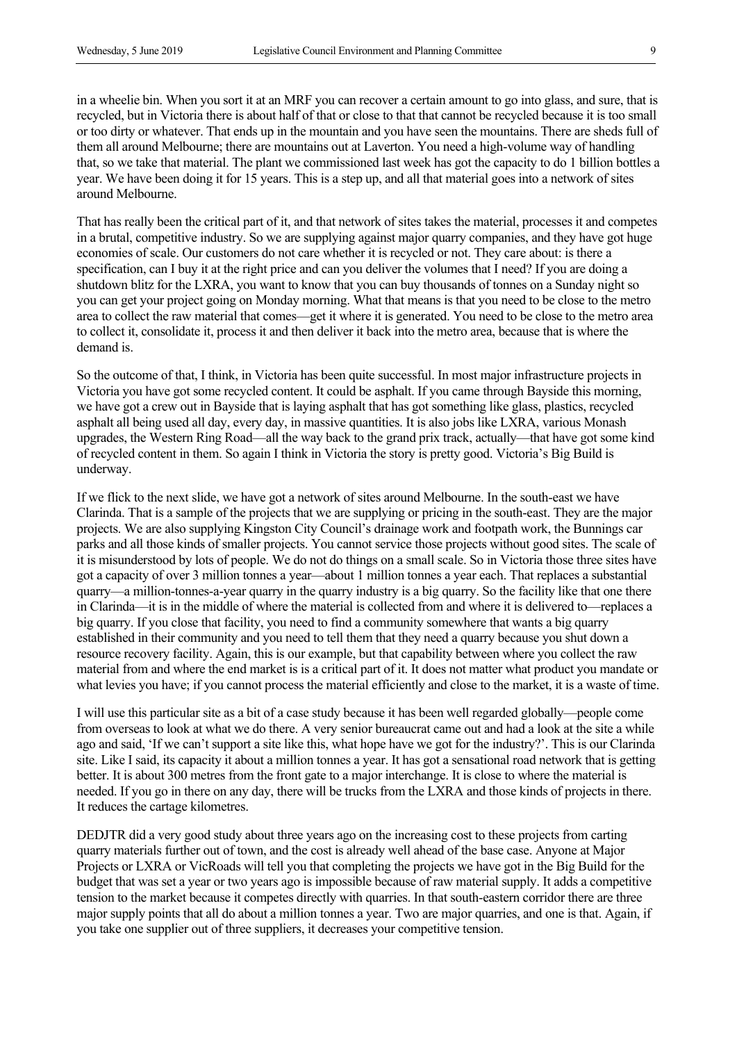in a wheelie bin. When you sort it at an MRF you can recover a certain amount to go into glass, and sure, that is recycled, but in Victoria there is about half of that or close to that that cannot be recycled because it is too small or too dirty or whatever. That ends up in the mountain and you have seen the mountains. There are sheds full of them all around Melbourne; there are mountains out at Laverton. You need a high-volume way of handling that, so we take that material. The plant we commissioned last week has got the capacity to do 1 billion bottles a year. We have been doing it for 15 years. This is a step up, and all that material goes into a network of sites around Melbourne.

That has really been the critical part of it, and that network of sites takes the material, processes it and competes in a brutal, competitive industry. So we are supplying against major quarry companies, and they have got huge economies of scale. Our customers do not care whether it is recycled or not. They care about: is there a specification, can I buy it at the right price and can you deliver the volumes that I need? If you are doing a shutdown blitz for the LXRA, you want to know that you can buy thousands of tonnes on a Sunday night so you can get your project going on Monday morning. What that means is that you need to be close to the metro area to collect the raw material that comes—get it where it is generated. You need to be close to the metro area to collect it, consolidate it, process it and then deliver it back into the metro area, because that is where the demand is.

So the outcome of that, I think, in Victoria has been quite successful. In most major infrastructure projects in Victoria you have got some recycled content. It could be asphalt. If you came through Bayside this morning, we have got a crew out in Bayside that is laying asphalt that has got something like glass, plastics, recycled asphalt all being used all day, every day, in massive quantities. It is also jobs like LXRA, various Monash upgrades, the Western Ring Road—all the way back to the grand prix track, actually—that have got some kind of recycled content in them. So again I think in Victoria the story is pretty good. Victoria's Big Build is underway.

If we flick to the next slide, we have got a network of sites around Melbourne. In the south-east we have Clarinda. That is a sample of the projects that we are supplying or pricing in the south-east. They are the major projects. We are also supplying Kingston City Council's drainage work and footpath work, the Bunnings car parks and all those kinds of smaller projects. You cannot service those projects without good sites. The scale of it is misunderstood by lots of people. We do not do things on a small scale. So in Victoria those three sites have got a capacity of over 3 million tonnes a year—about 1 million tonnes a year each. That replaces a substantial quarry—a million-tonnes-a-year quarry in the quarry industry is a big quarry. So the facility like that one there in Clarinda—it is in the middle of where the material is collected from and where it is delivered to—replaces a big quarry. If you close that facility, you need to find a community somewhere that wants a big quarry established in their community and you need to tell them that they need a quarry because you shut down a resource recovery facility. Again, this is our example, but that capability between where you collect the raw material from and where the end market is is a critical part of it. It does not matter what product you mandate or what levies you have; if you cannot process the material efficiently and close to the market, it is a waste of time.

I will use this particular site as a bit of a case study because it has been well regarded globally—people come from overseas to look at what we do there. A very senior bureaucrat came out and had a look at the site a while ago and said, 'If we can't support a site like this, what hope have we got for the industry?'. This is our Clarinda site. Like I said, its capacity it about a million tonnes a year. It has got a sensational road network that is getting better. It is about 300 metres from the front gate to a major interchange. It is close to where the material is needed. If you go in there on any day, there will be trucks from the LXRA and those kinds of projects in there. It reduces the cartage kilometres.

DEDJTR did a very good study about three years ago on the increasing cost to these projects from carting quarry materials further out of town, and the cost is already well ahead of the base case. Anyone at Major Projects or LXRA or VicRoads will tell you that completing the projects we have got in the Big Build for the budget that was set a year or two years ago is impossible because of raw material supply. It adds a competitive tension to the market because it competes directly with quarries. In that south-eastern corridor there are three major supply points that all do about a million tonnes a year. Two are major quarries, and one is that. Again, if you take one supplier out of three suppliers, it decreases your competitive tension.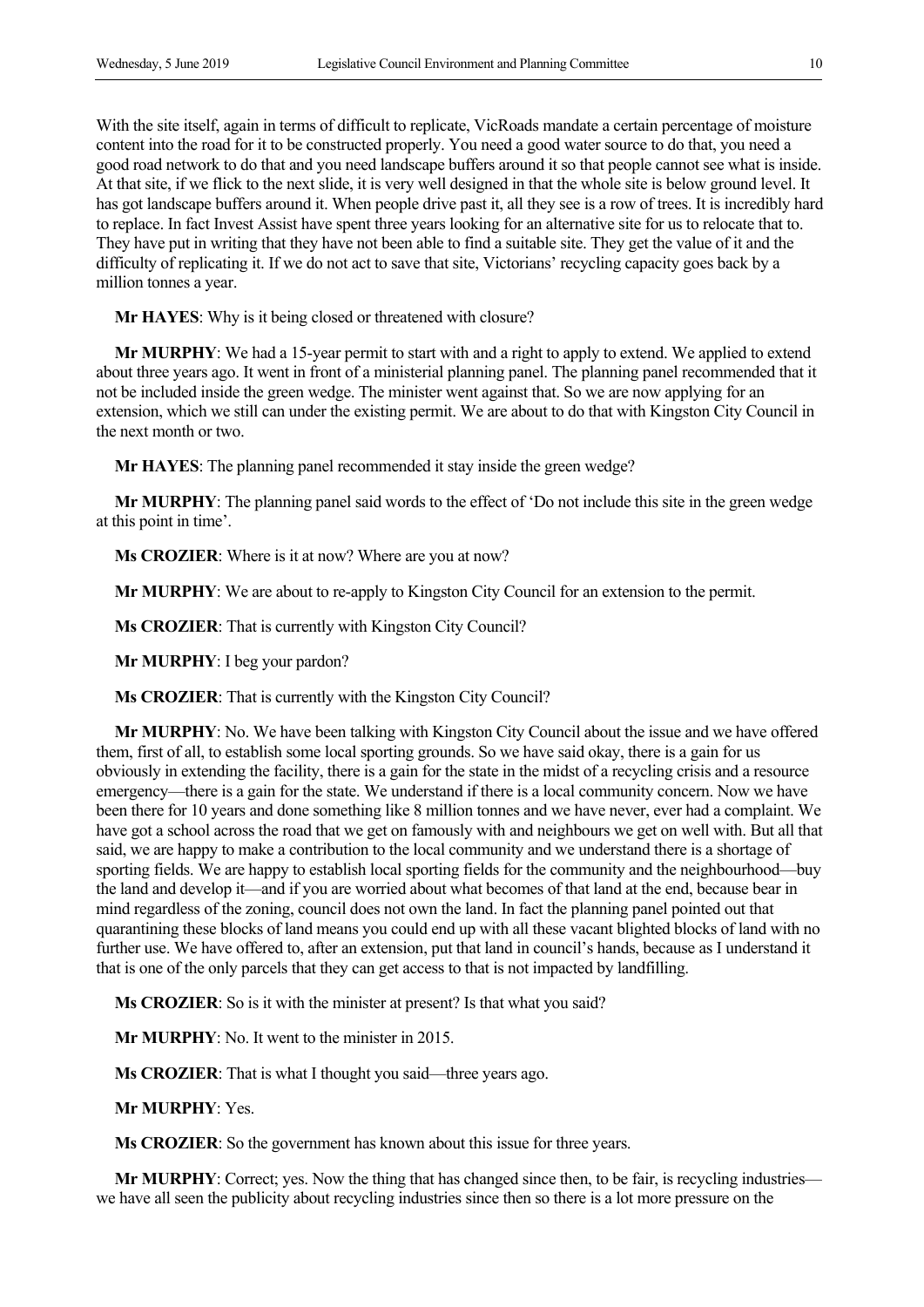With the site itself, again in terms of difficult to replicate, VicRoads mandate a certain percentage of moisture content into the road for it to be constructed properly. You need a good water source to do that, you need a good road network to do that and you need landscape buffers around it so that people cannot see what is inside. At that site, if we flick to the next slide, it is very well designed in that the whole site is below ground level. It has got landscape buffers around it. When people drive past it, all they see is a row of trees. It is incredibly hard to replace. In fact Invest Assist have spent three years looking for an alternative site for us to relocate that to. They have put in writing that they have not been able to find a suitable site. They get the value of it and the difficulty of replicating it. If we do not act to save that site, Victorians' recycling capacity goes back by a million tonnes a year.

**Mr HAYES**: Why is it being closed or threatened with closure?

**Mr MURPHY**: We had a 15-year permit to start with and a right to apply to extend. We applied to extend about three years ago. It went in front of a ministerial planning panel. The planning panel recommended that it not be included inside the green wedge. The minister went against that. So we are now applying for an extension, which we still can under the existing permit. We are about to do that with Kingston City Council in the next month or two.

**Mr HAYES**: The planning panel recommended it stay inside the green wedge?

**Mr MURPHY**: The planning panel said words to the effect of 'Do not include this site in the green wedge at this point in time'.

**Ms CROZIER**: Where is it at now? Where are you at now?

**Mr MURPHY**: We are about to re-apply to Kingston City Council for an extension to the permit.

**Ms CROZIER**: That is currently with Kingston City Council?

**Mr MURPHY**: I beg your pardon?

**Ms CROZIER**: That is currently with the Kingston City Council?

**Mr MURPHY**: No. We have been talking with Kingston City Council about the issue and we have offered them, first of all, to establish some local sporting grounds. So we have said okay, there is a gain for us obviously in extending the facility, there is a gain for the state in the midst of a recycling crisis and a resource emergency—there is a gain for the state. We understand if there is a local community concern. Now we have been there for 10 years and done something like 8 million tonnes and we have never, ever had a complaint. We have got a school across the road that we get on famously with and neighbours we get on well with. But all that said, we are happy to make a contribution to the local community and we understand there is a shortage of sporting fields. We are happy to establish local sporting fields for the community and the neighbourhood—buy the land and develop it—and if you are worried about what becomes of that land at the end, because bear in mind regardless of the zoning, council does not own the land. In fact the planning panel pointed out that quarantining these blocks of land means you could end up with all these vacant blighted blocks of land with no further use. We have offered to, after an extension, put that land in council's hands, because as I understand it that is one of the only parcels that they can get access to that is not impacted by landfilling.

**Ms CROZIER**: So is it with the minister at present? Is that what you said?

**Mr MURPHY**: No. It went to the minister in 2015.

**Ms CROZIER**: That is what I thought you said—three years ago.

**Mr MURPHY**: Yes.

**Ms CROZIER**: So the government has known about this issue for three years.

**Mr MURPHY**: Correct; yes. Now the thing that has changed since then, to be fair, is recycling industries—we have all seen the publicity about recycling industries since then so there is a lot more pressure on the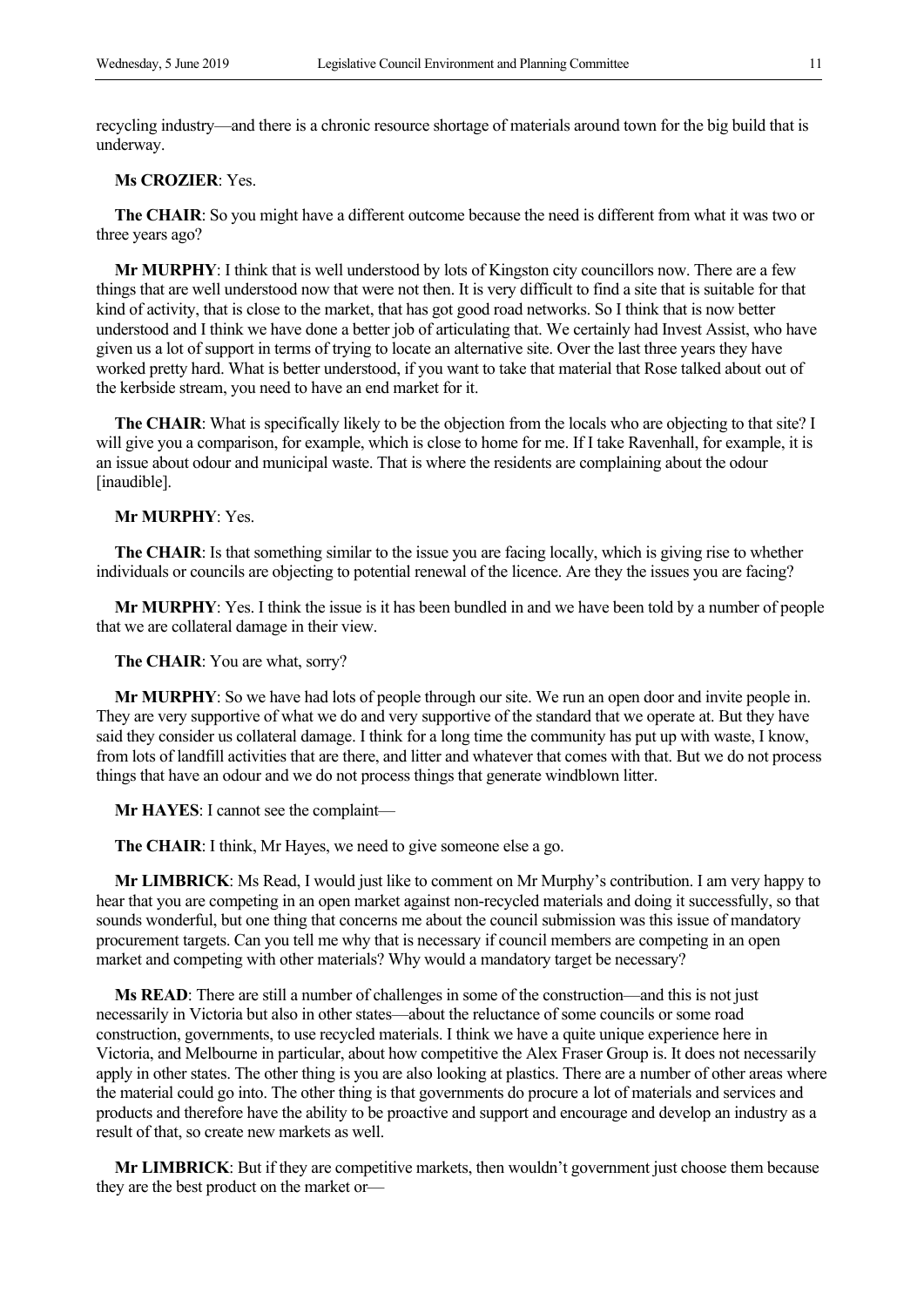recycling industry—and there is a chronic resource shortage of materials around town for the big build that is underway.

**Ms CROZIER**: Yes.

**The CHAIR**: So you might have a different outcome because the need is different from what it was two or three years ago?

**Mr MURPHY**: I think that is well understood by lots of Kingston city councillors now. There are a few things that are well understood now that were not then. It is very difficult to find a site that is suitable for that kind of activity, that is close to the market, that has got good road networks. So I think that is now better understood and I think we have done a better job of articulating that. We certainly had Invest Assist, who have given us a lot of support in terms of trying to locate an alternative site. Over the last three years they have worked pretty hard. What is better understood, if you want to take that material that Rose talked about out of the kerbside stream, you need to have an end market for it.

**The CHAIR**: What is specifically likely to be the objection from the locals who are objecting to that site? I will give you a comparison, for example, which is close to home for me. If I take Ravenhall, for example, it is an issue about odour and municipal waste. That is where the residents are complaining about the odour [inaudible].

**Mr MURPHY**: Yes.

**The CHAIR**: Is that something similar to the issue you are facing locally, which is giving rise to whether individuals or councils are objecting to potential renewal of the licence. Are they the issues you are facing?

**Mr MURPHY**: Yes. I think the issue is it has been bundled in and we have been told by a number of people that we are collateral damage in their view.

**The CHAIR**: You are what, sorry?

**Mr MURPHY**: So we have had lots of people through our site. We run an open door and invite people in. They are very supportive of what we do and very supportive of the standard that we operate at. But they have said they consider us collateral damage. I think for a long time the community has put up with waste, I know, from lots of landfill activities that are there, and litter and whatever that comes with that. But we do not process things that have an odour and we do not process things that generate windblown litter.

**Mr HAYES**: I cannot see the complaint—

**The CHAIR**: I think, Mr Hayes, we need to give someone else a go.

**Mr LIMBRICK**: Ms Read, I would just like to comment on Mr Murphy's contribution. I am very happy to hear that you are competing in an open market against non-recycled materials and doing it successfully, so that sounds wonderful, but one thing that concerns me about the council submission was this issue of mandatory procurement targets. Can you tell me why that is necessary if council members are competing in an open market and competing with other materials? Why would a mandatory target be necessary?

**Ms READ**: There are still a number of challenges in some of the construction—and this is not just necessarily in Victoria but also in other states—about the reluctance of some councils or some road construction, governments, to use recycled materials. I think we have a quite unique experience here in Victoria, and Melbourne in particular, about how competitive the Alex Fraser Group is. It does not necessarily apply in other states. The other thing is you are also looking at plastics. There are a number of other areas where the material could go into. The other thing is that governments do procure a lot of materials and services and products and therefore have the ability to be proactive and support and encourage and develop an industry as a result of that, so create new markets as well.

**Mr LIMBRICK**: But if they are competitive markets, then wouldn't government just choose them because they are the best product on the market or—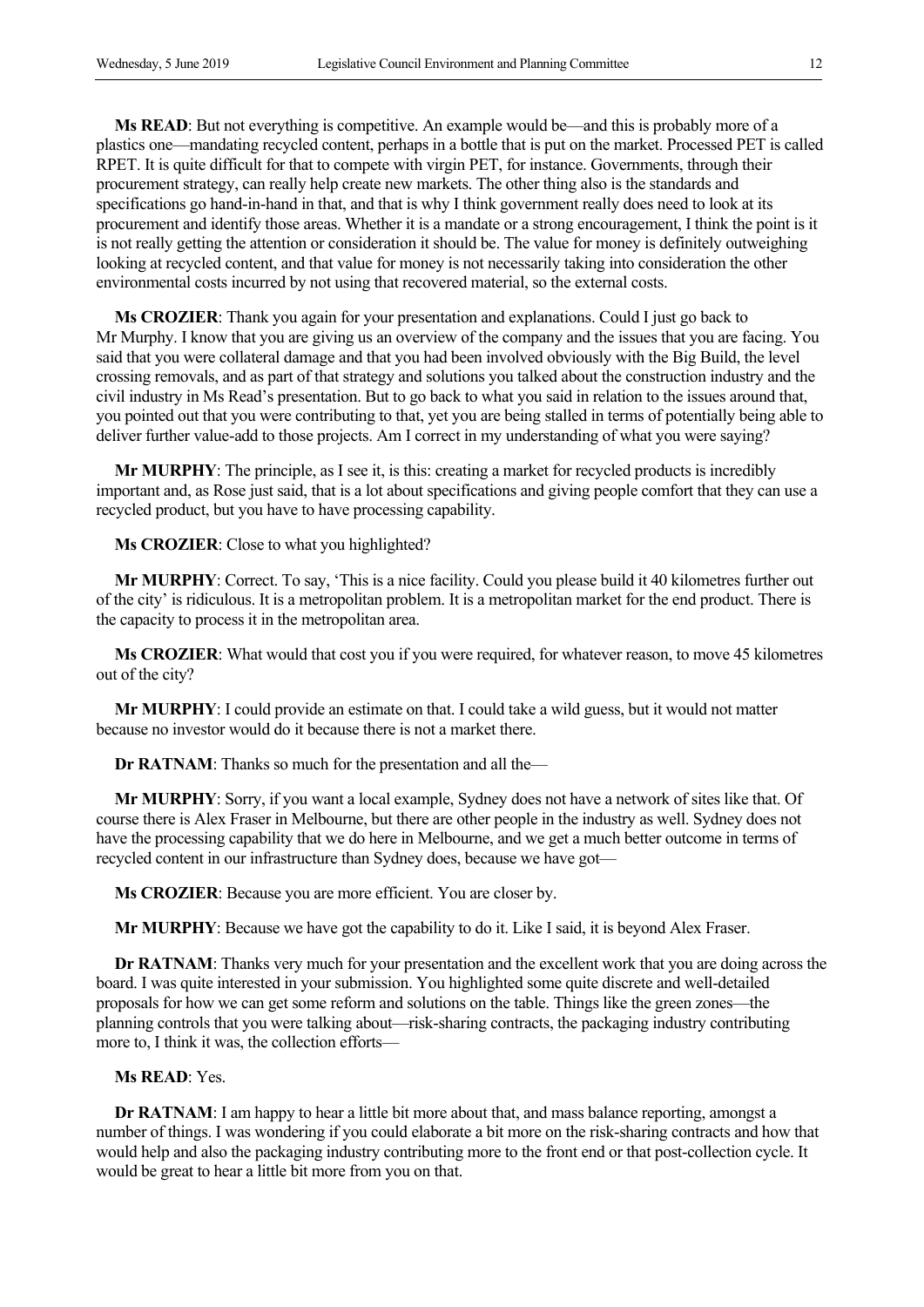**Ms READ**: But not everything is competitive. An example would be—and this is probably more of a plastics one—mandating recycled content, perhaps in a bottle that is put on the market. Processed PET is called RPET. It is quite difficult for that to compete with virgin PET, for instance. Governments, through their procurement strategy, can really help create new markets. The other thing also is the standards and specifications go hand-in-hand in that, and that is why I think government really does need to look at its procurement and identify those areas. Whether it is a mandate or a strong encouragement, I think the point is it is not really getting the attention or consideration it should be. The value for money is definitely outweighing looking at recycled content, and that value for money is not necessarily taking into consideration the other environmental costs incurred by not using that recovered material, so the external costs.

**Ms CROZIER**: Thank you again for your presentation and explanations. Could I just go back to Mr Murphy. I know that you are giving us an overview of the company and the issues that you are facing. You said that you were collateral damage and that you had been involved obviously with the Big Build, the level crossing removals, and as part of that strategy and solutions you talked about the construction industry and the civil industry in Ms Read's presentation. But to go back to what you said in relation to the issues around that, you pointed out that you were contributing to that, yet you are being stalled in terms of potentially being able to deliver further value-add to those projects. Am I correct in my understanding of what you were saying?

**Mr MURPHY**: The principle, as I see it, is this: creating a market for recycled products is incredibly important and, as Rose just said, that is a lot about specifications and giving people comfort that they can use a recycled product, but you have to have processing capability.

**Ms CROZIER**: Close to what you highlighted?

**Mr MURPHY**: Correct. To say, 'This is a nice facility. Could you please build it 40 kilometres further out of the city' is ridiculous. It is a metropolitan problem. It is a metropolitan market for the end product. There is the capacity to process it in the metropolitan area.

**Ms CROZIER**: What would that cost you if you were required, for whatever reason, to move 45 kilometres out of the city?

**Mr MURPHY**: I could provide an estimate on that. I could take a wild guess, but it would not matter because no investor would do it because there is not a market there.

**Dr RATNAM**: Thanks so much for the presentation and all the—

**Mr MURPHY**: Sorry, if you want a local example, Sydney does not have a network of sites like that. Of course there is Alex Fraser in Melbourne, but there are other people in the industry as well. Sydney does not have the processing capability that we do here in Melbourne, and we get a much better outcome in terms of recycled content in our infrastructure than Sydney does, because we have got—

**Ms CROZIER**: Because you are more efficient. You are closer by.

**Mr MURPHY**: Because we have got the capability to do it. Like I said, it is beyond Alex Fraser.

**Dr RATNAM**: Thanks very much for your presentation and the excellent work that you are doing across the board. I was quite interested in your submission. You highlighted some quite discrete and well-detailed proposals for how we can get some reform and solutions on the table. Things like the green zones—the planning controls that you were talking about—risk-sharing contracts, the packaging industry contributing more to, I think it was, the collection efforts—

**Ms READ**: Yes.

**Dr RATNAM**: I am happy to hear a little bit more about that, and mass balance reporting, amongst a number of things. I was wondering if you could elaborate a bit more on the risk-sharing contracts and how that would help and also the packaging industry contributing more to the front end or that post-collection cycle. It would be great to hear a little bit more from you on that.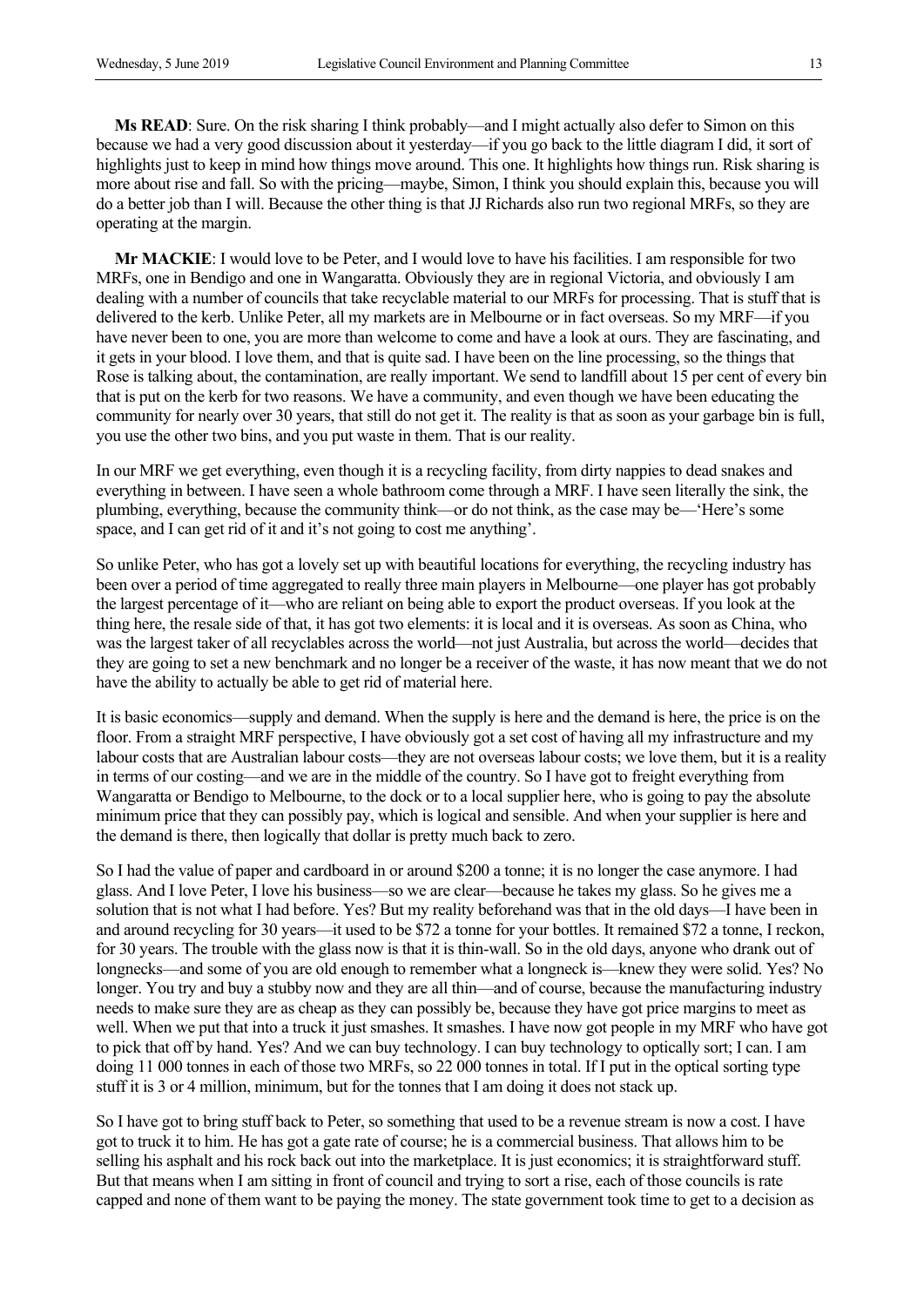**Ms READ**: Sure. On the risk sharing I think probably—and I might actually also defer to Simon on this because we had a very good discussion about it yesterday—if you go back to the little diagram I did, it sort of highlights just to keep in mind how things move around. This one. It highlights how things run. Risk sharing is more about rise and fall. So with the pricing—maybe, Simon, I think you should explain this, because you will do a better job than I will. Because the other thing is that JJ Richards also run two regional MRFs, so they are operating at the margin.

**Mr MACKIE**: I would love to be Peter, and I would love to have his facilities. I am responsible for two MRFs, one in Bendigo and one in Wangaratta. Obviously they are in regional Victoria, and obviously I am dealing with a number of councils that take recyclable material to our MRFs for processing. That is stuff that is delivered to the kerb. Unlike Peter, all my markets are in Melbourne or in fact overseas. So my MRF—if you have never been to one, you are more than welcome to come and have a look at ours. They are fascinating, and it gets in your blood. I love them, and that is quite sad. I have been on the line processing, so the things that Rose is talking about, the contamination, are really important. We send to landfill about 15 per cent of every bin that is put on the kerb for two reasons. We have a community, and even though we have been educating the community for nearly over 30 years, that still do not get it. The reality is that as soon as your garbage bin is full, you use the other two bins, and you put waste in them. That is our reality.

In our MRF we get everything, even though it is a recycling facility, from dirty nappies to dead snakes and everything in between. I have seen a whole bathroom come through a MRF. I have seen literally the sink, the plumbing, everything, because the community think—or do not think, as the case may be—'Here's some space, and I can get rid of it and it's not going to cost me anything'.

So unlike Peter, who has got a lovely set up with beautiful locations for everything, the recycling industry has been over a period of time aggregated to really three main players in Melbourne—one player has got probably the largest percentage of it—who are reliant on being able to export the product overseas. If you look at the thing here, the resale side of that, it has got two elements: it is local and it is overseas. As soon as China, who was the largest taker of all recyclables across the world—not just Australia, but across the world—decides that they are going to set a new benchmark and no longer be a receiver of the waste, it has now meant that we do not have the ability to actually be able to get rid of material here.

It is basic economics—supply and demand. When the supply is here and the demand is here, the price is on the floor. From a straight MRF perspective, I have obviously got a set cost of having all my infrastructure and my labour costs that are Australian labour costs—they are not overseas labour costs; we love them, but it is a reality in terms of our costing—and we are in the middle of the country. So I have got to freight everything from Wangaratta or Bendigo to Melbourne, to the dock or to a local supplier here, who is going to pay the absolute minimum price that they can possibly pay, which is logical and sensible. And when your supplier is here and the demand is there, then logically that dollar is pretty much back to zero.

So I had the value of paper and cardboard in or around $200 a tonne; it is no longer the case anymore. I had glass. And I love Peter, I love his business—so we are clear—because he takes my glass. So he gives me a solution that is not what I had before. Yes? But my reality beforehand was that in the old days—I have been in and around recycling for 30 years—it used to be $72 a tonne for your bottles. It remained $72 a tonne, I reckon, for 30 years. The trouble with the glass now is that it is thin-wall. So in the old days, anyone who drank out of longnecks—and some of you are old enough to remember what a longneck is—knew they were solid. Yes? No longer. You try and buy a stubby now and they are all thin—and of course, because the manufacturing industry needs to make sure they are as cheap as they can possibly be, because they have got price margins to meet as well. When we put that into a truck it just smashes. It smashes. I have now got people in my MRF who have got to pick that off by hand. Yes? And we can buy technology. I can buy technology to optically sort; I can. I am doing 11 000 tonnes in each of those two MRFs, so 22 000 tonnes in total. If I put in the optical sorting type stuff it is 3 or 4 million, minimum, but for the tonnes that I am doing it does not stack up.

So I have got to bring stuff back to Peter, so something that used to be a revenue stream is now a cost. I have got to truck it to him. He has got a gate rate of course; he is a commercial business. That allows him to be selling his asphalt and his rock back out into the marketplace. It is just economics; it is straightforward stuff. But that means when I am sitting in front of council and trying to sort a rise, each of those councils is rate capped and none of them want to be paying the money. The state government took time to get to a decision as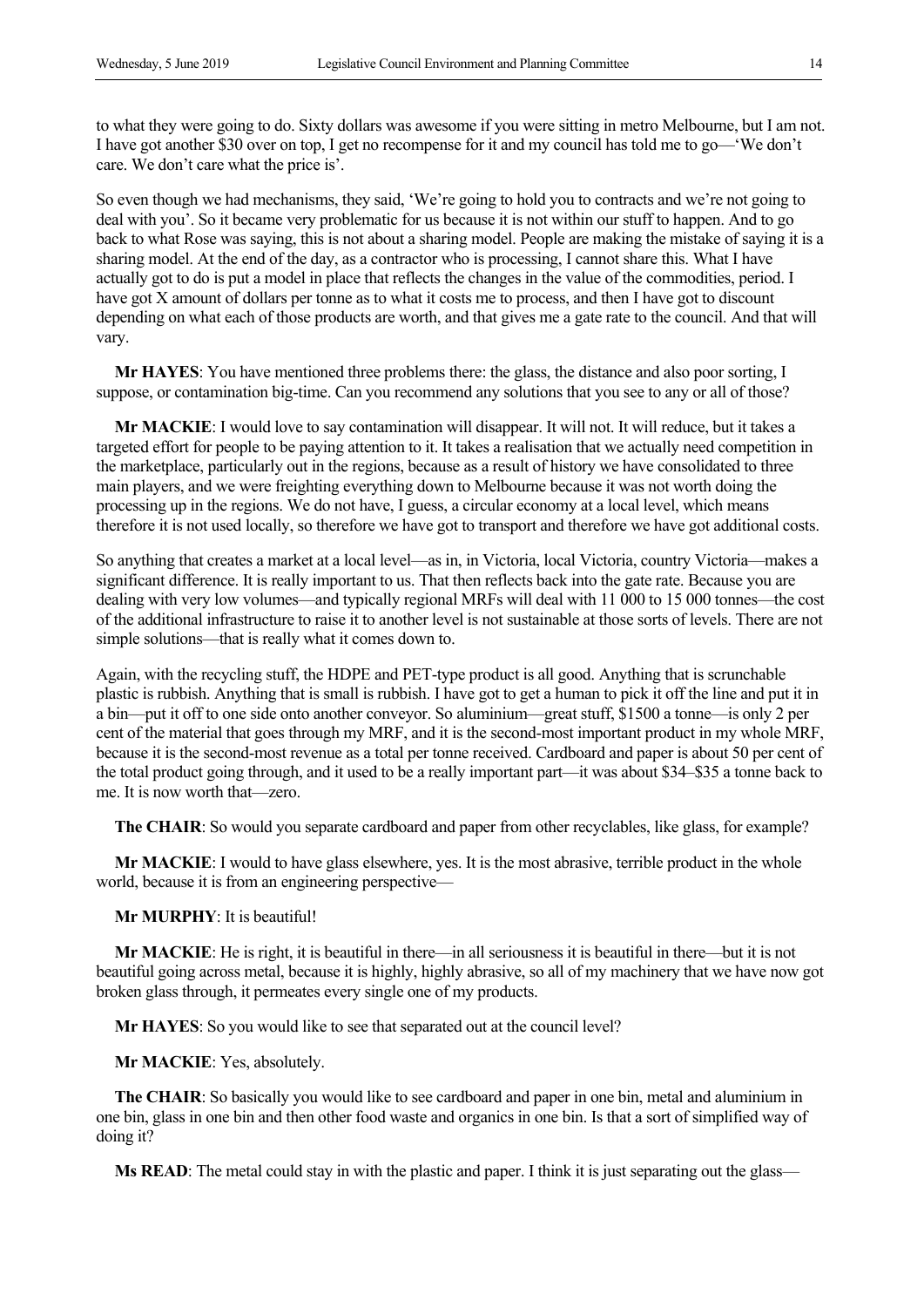to what they were going to do. Sixty dollars was awesome if you were sitting in metro Melbourne, but I am not. I have got another $30 over on top, I get no recompense for it and my council has told me to go—'We don't care. We don't care what the price is'.

So even though we had mechanisms, they said, 'We're going to hold you to contracts and we're not going to deal with you'. So it became very problematic for us because it is not within our stuff to happen. And to go back to what Rose was saying, this is not about a sharing model. People are making the mistake of saying it is a sharing model. At the end of the day, as a contractor who is processing, I cannot share this. What I have actually got to do is put a model in place that reflects the changes in the value of the commodities, period. I have got X amount of dollars per tonne as to what it costs me to process, and then I have got to discount depending on what each of those products are worth, and that gives me a gate rate to the council. And that will vary.

**Mr HAYES**: You have mentioned three problems there: the glass, the distance and also poor sorting, I suppose, or contamination big-time. Can you recommend any solutions that you see to any or all of those?

**Mr MACKIE**: I would love to say contamination will disappear. It will not. It will reduce, but it takes a targeted effort for people to be paying attention to it. It takes a realisation that we actually need competition in the marketplace, particularly out in the regions, because as a result of history we have consolidated to three main players, and we were freighting everything down to Melbourne because it was not worth doing the processing up in the regions. We do not have, I guess, a circular economy at a local level, which means therefore it is not used locally, so therefore we have got to transport and therefore we have got additional costs.

So anything that creates a market at a local level—as in, in Victoria, local Victoria, country Victoria—makes a significant difference. It is really important to us. That then reflects back into the gate rate. Because you are dealing with very low volumes—and typically regional MRFs will deal with 11 000 to 15 000 tonnes—the cost of the additional infrastructure to raise it to another level is not sustainable at those sorts of levels. There are not simple solutions—that is really what it comes down to.

Again, with the recycling stuff, the HDPE and PET-type product is all good. Anything that is scrunchable plastic is rubbish. Anything that is small is rubbish. I have got to get a human to pick it off the line and put it in a bin—put it off to one side onto another conveyor. So aluminium—great stuff, $1500 a tonne—is only 2 per cent of the material that goes through my MRF, and it is the second-most important product in my whole MRF, because it is the second-most revenue as a total per tonne received. Cardboard and paper is about 50 per cent of the total product going through, and it used to be a really important part—it was about $34–$35 a tonne back to me. It is now worth that—zero.

**The CHAIR**: So would you separate cardboard and paper from other recyclables, like glass, for example?

**Mr MACKIE**: I would to have glass elsewhere, yes. It is the most abrasive, terrible product in the whole world, because it is from an engineering perspective—

**Mr MURPHY**: It is beautiful!

**Mr MACKIE**: He is right, it is beautiful in there—in all seriousness it is beautiful in there—but it is not beautiful going across metal, because it is highly, highly abrasive, so all of my machinery that we have now got broken glass through, it permeates every single one of my products.

**Mr HAYES**: So you would like to see that separated out at the council level?

**Mr MACKIE**: Yes, absolutely.

**The CHAIR**: So basically you would like to see cardboard and paper in one bin, metal and aluminium in one bin, glass in one bin and then other food waste and organics in one bin. Is that a sort of simplified way of doing it?

**Ms READ**: The metal could stay in with the plastic and paper. I think it is just separating out the glass—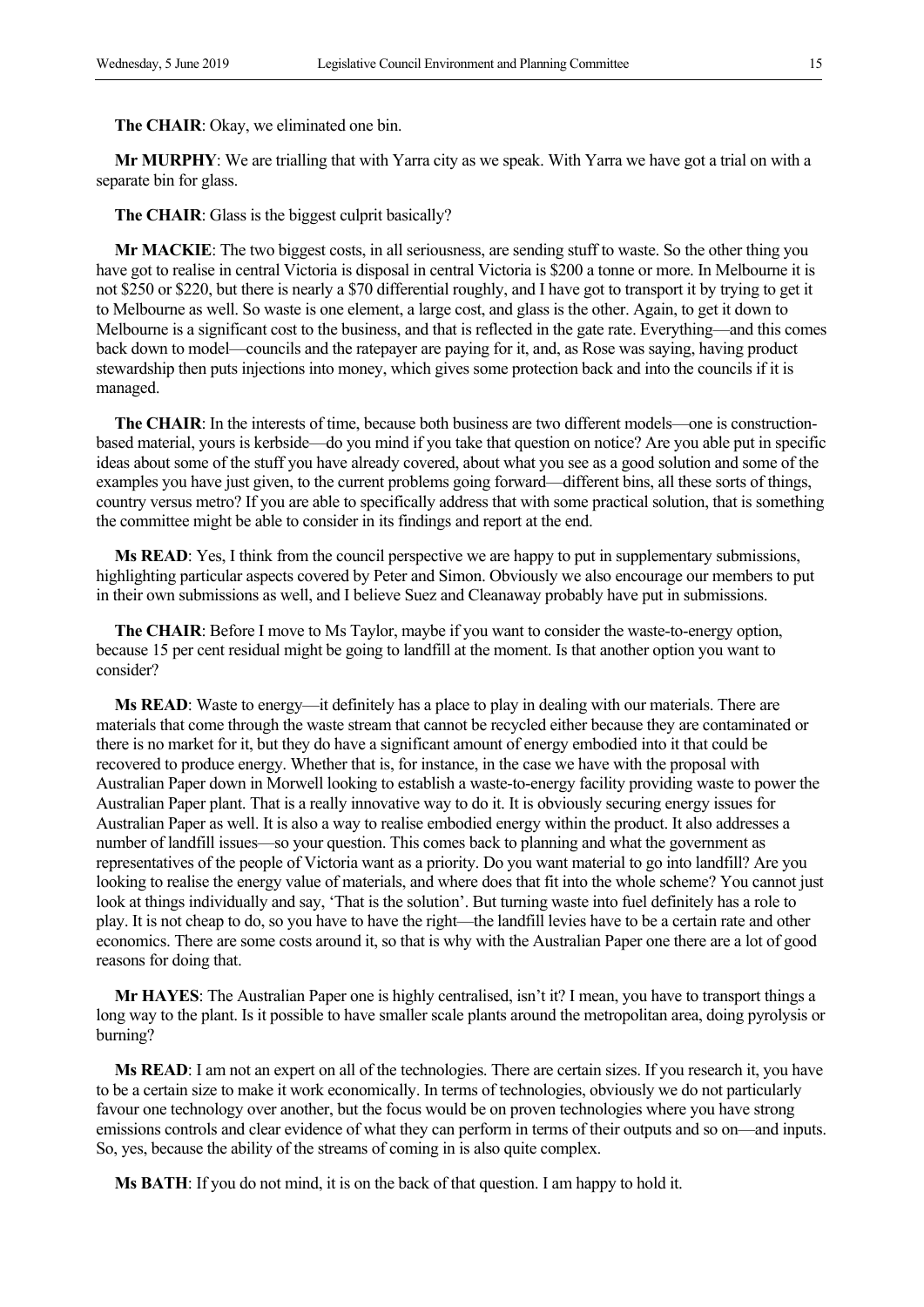**The CHAIR**: Okay, we eliminated one bin.

**Mr MURPHY**: We are trialling that with Yarra city as we speak. With Yarra we have got a trial on with a separate bin for glass.

**The CHAIR**: Glass is the biggest culprit basically?

**Mr MACKIE**: The two biggest costs, in all seriousness, are sending stuff to waste. So the other thing you have got to realise in central Victoria is disposal in central Victoria is $200 a tonne or more. In Melbourne it is not $250 or $220, but there is nearly a $70 differential roughly, and I have got to transport it by trying to get it to Melbourne as well. So waste is one element, a large cost, and glass is the other. Again, to get it down to Melbourne is a significant cost to the business, and that is reflected in the gate rate. Everything—and this comes back down to model—councils and the ratepayer are paying for it, and, as Rose was saying, having product stewardship then puts injections into money, which gives some protection back and into the councils if it is managed.

**The CHAIR**: In the interests of time, because both business are two different models—one is construction-based material, yours is kerbside—do you mind if you take that question on notice? Are you able put in specific ideas about some of the stuff you have already covered, about what you see as a good solution and some of the examples you have just given, to the current problems going forward—different bins, all these sorts of things, country versus metro? If you are able to specifically address that with some practical solution, that is something the committee might be able to consider in its findings and report at the end.

**Ms READ**: Yes, I think from the council perspective we are happy to put in supplementary submissions, highlighting particular aspects covered by Peter and Simon. Obviously we also encourage our members to put in their own submissions as well, and I believe Suez and Cleanaway probably have put in submissions.

**The CHAIR**: Before I move to Ms Taylor, maybe if you want to consider the waste-to-energy option, because 15 per cent residual might be going to landfill at the moment. Is that another option you want to consider?

**Ms READ**: Waste to energy—it definitely has a place to play in dealing with our materials. There are materials that come through the waste stream that cannot be recycled either because they are contaminated or there is no market for it, but they do have a significant amount of energy embodied into it that could be recovered to produce energy. Whether that is, for instance, in the case we have with the proposal with Australian Paper down in Morwell looking to establish a waste-to-energy facility providing waste to power the Australian Paper plant. That is a really innovative way to do it. It is obviously securing energy issues for Australian Paper as well. It is also a way to realise embodied energy within the product. It also addresses a number of landfill issues—so your question. This comes back to planning and what the government as representatives of the people of Victoria want as a priority. Do you want material to go into landfill? Are you looking to realise the energy value of materials, and where does that fit into the whole scheme? You cannot just look at things individually and say, 'That is the solution'. But turning waste into fuel definitely has a role to play. It is not cheap to do, so you have to have the right—the landfill levies have to be a certain rate and other economics. There are some costs around it, so that is why with the Australian Paper one there are a lot of good reasons for doing that.

**Mr HAYES**: The Australian Paper one is highly centralised, isn't it? I mean, you have to transport things a long way to the plant. Is it possible to have smaller scale plants around the metropolitan area, doing pyrolysis or burning?

**Ms READ**: I am not an expert on all of the technologies. There are certain sizes. If you research it, you have to be a certain size to make it work economically. In terms of technologies, obviously we do not particularly favour one technology over another, but the focus would be on proven technologies where you have strong emissions controls and clear evidence of what they can perform in terms of their outputs and so on—and inputs. So, yes, because the ability of the streams of coming in is also quite complex.

**Ms BATH**: If you do not mind, it is on the back of that question. I am happy to hold it.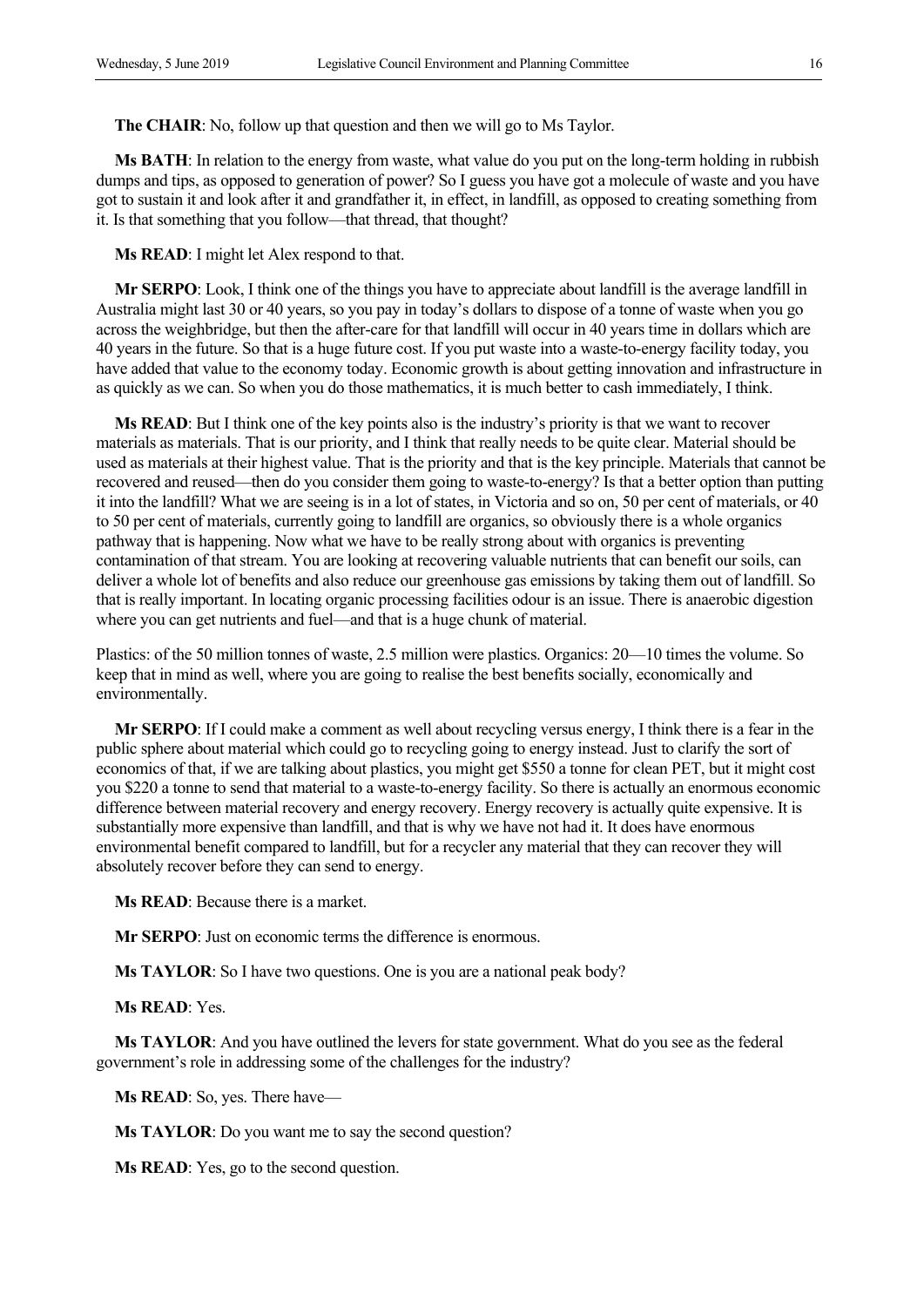**The CHAIR**: No, follow up that question and then we will go to Ms Taylor.

**Ms BATH**: In relation to the energy from waste, what value do you put on the long-term holding in rubbish dumps and tips, as opposed to generation of power? So I guess you have got a molecule of waste and you have got to sustain it and look after it and grandfather it, in effect, in landfill, as opposed to creating something from it. Is that something that you follow—that thread, that thought?

**Ms READ**: I might let Alex respond to that.

**Mr SERPO**: Look, I think one of the things you have to appreciate about landfill is the average landfill in Australia might last 30 or 40 years, so you pay in today's dollars to dispose of a tonne of waste when you go across the weighbridge, but then the after-care for that landfill will occur in 40 years time in dollars which are 40 years in the future. So that is a huge future cost. If you put waste into a waste-to-energy facility today, you have added that value to the economy today. Economic growth is about getting innovation and infrastructure in as quickly as we can. So when you do those mathematics, it is much better to cash immediately, I think.

**Ms READ**: But I think one of the key points also is the industry's priority is that we want to recover materials as materials. That is our priority, and I think that really needs to be quite clear. Material should be used as materials at their highest value. That is the priority and that is the key principle. Materials that cannot be recovered and reused—then do you consider them going to waste-to-energy? Is that a better option than putting it into the landfill? What we are seeing is in a lot of states, in Victoria and so on, 50 per cent of materials, or 40 to 50 per cent of materials, currently going to landfill are organics, so obviously there is a whole organics pathway that is happening. Now what we have to be really strong about with organics is preventing contamination of that stream. You are looking at recovering valuable nutrients that can benefit our soils, can deliver a whole lot of benefits and also reduce our greenhouse gas emissions by taking them out of landfill. So that is really important. In locating organic processing facilities odour is an issue. There is anaerobic digestion where you can get nutrients and fuel—and that is a huge chunk of material.

Plastics: of the 50 million tonnes of waste, 2.5 million were plastics. Organics: 20—10 times the volume. So keep that in mind as well, where you are going to realise the best benefits socially, economically and environmentally.

**Mr SERPO**: If I could make a comment as well about recycling versus energy, I think there is a fear in the public sphere about material which could go to recycling going to energy instead. Just to clarify the sort of economics of that, if we are talking about plastics, you might get $550 a tonne for clean PET, but it might cost you $220 a tonne to send that material to a waste-to-energy facility. So there is actually an enormous economic difference between material recovery and energy recovery. Energy recovery is actually quite expensive. It is substantially more expensive than landfill, and that is why we have not had it. It does have enormous environmental benefit compared to landfill, but for a recycler any material that they can recover they will absolutely recover before they can send to energy.

**Ms READ**: Because there is a market.

**Mr SERPO**: Just on economic terms the difference is enormous.

**Ms TAYLOR**: So I have two questions. One is you are a national peak body?

**Ms READ**: Yes.

**Ms TAYLOR**: And you have outlined the levers for state government. What do you see as the federal government's role in addressing some of the challenges for the industry?

**Ms READ**: So, yes. There have—

**Ms TAYLOR**: Do you want me to say the second question?

**Ms READ**: Yes, go to the second question.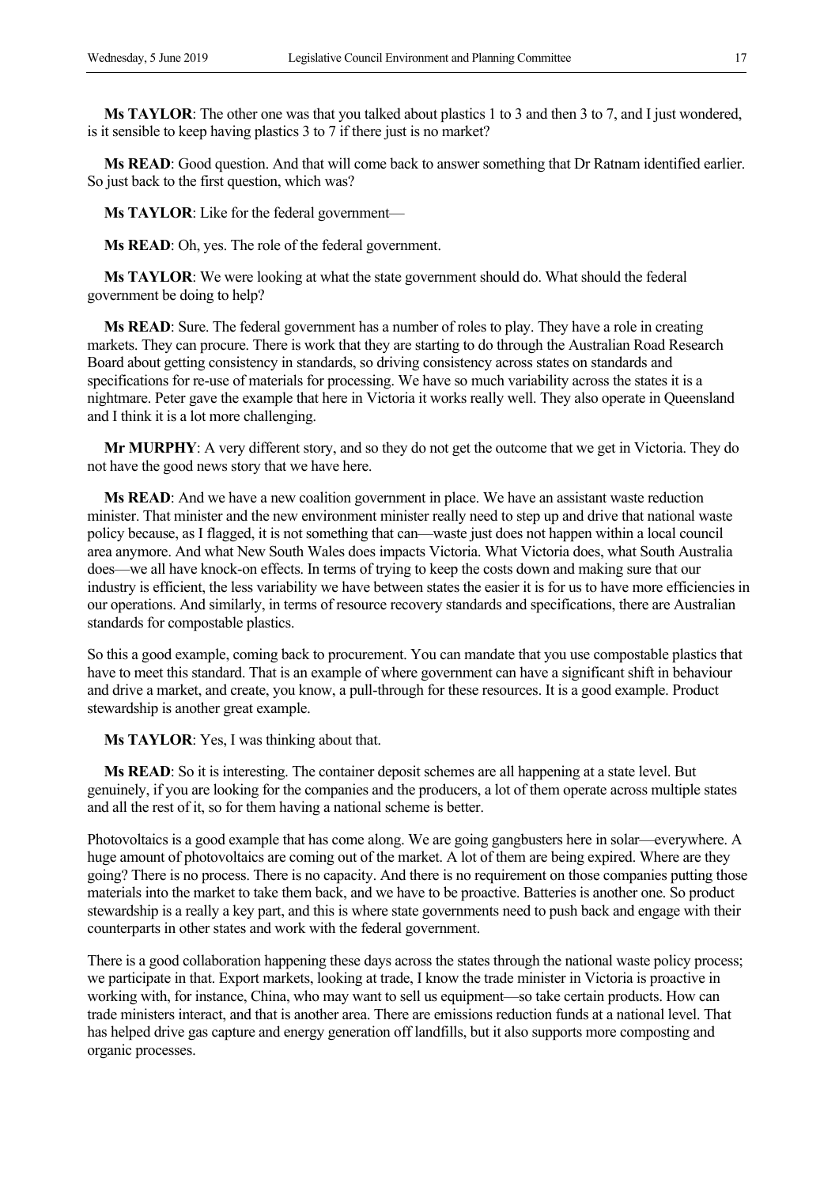**Ms TAYLOR**: The other one was that you talked about plastics 1 to 3 and then 3 to 7, and I just wondered, is it sensible to keep having plastics 3 to 7 if there just is no market?

**Ms READ**: Good question. And that will come back to answer something that Dr Ratnam identified earlier. So just back to the first question, which was?

**Ms TAYLOR**: Like for the federal government—

**Ms READ**: Oh, yes. The role of the federal government.

**Ms TAYLOR**: We were looking at what the state government should do. What should the federal government be doing to help?

**Ms READ**: Sure. The federal government has a number of roles to play. They have a role in creating markets. They can procure. There is work that they are starting to do through the Australian Road Research Board about getting consistency in standards, so driving consistency across states on standards and specifications for re-use of materials for processing. We have so much variability across the states it is a nightmare. Peter gave the example that here in Victoria it works really well. They also operate in Queensland and I think it is a lot more challenging.

**Mr MURPHY**: A very different story, and so they do not get the outcome that we get in Victoria. They do not have the good news story that we have here.

**Ms READ**: And we have a new coalition government in place. We have an assistant waste reduction minister. That minister and the new environment minister really need to step up and drive that national waste policy because, as I flagged, it is not something that can—waste just does not happen within a local council area anymore. And what New South Wales does impacts Victoria. What Victoria does, what South Australia does—we all have knock-on effects. In terms of trying to keep the costs down and making sure that our industry is efficient, the less variability we have between states the easier it is for us to have more efficiencies in our operations. And similarly, in terms of resource recovery standards and specifications, there are Australian standards for compostable plastics.

So this a good example, coming back to procurement. You can mandate that you use compostable plastics that have to meet this standard. That is an example of where government can have a significant shift in behaviour and drive a market, and create, you know, a pull-through for these resources. It is a good example. Product stewardship is another great example.

**Ms TAYLOR**: Yes, I was thinking about that.

**Ms READ**: So it is interesting. The container deposit schemes are all happening at a state level. But genuinely, if you are looking for the companies and the producers, a lot of them operate across multiple states and all the rest of it, so for them having a national scheme is better.

Photovoltaics is a good example that has come along. We are going gangbusters here in solar—everywhere. A huge amount of photovoltaics are coming out of the market. A lot of them are being expired. Where are they going? There is no process. There is no capacity. And there is no requirement on those companies putting those materials into the market to take them back, and we have to be proactive. Batteries is another one. So product stewardship is a really a key part, and this is where state governments need to push back and engage with their counterparts in other states and work with the federal government.

There is a good collaboration happening these days across the states through the national waste policy process; we participate in that. Export markets, looking at trade, I know the trade minister in Victoria is proactive in working with, for instance, China, who may want to sell us equipment—so take certain products. How can trade ministers interact, and that is another area. There are emissions reduction funds at a national level. That has helped drive gas capture and energy generation off landfills, but it also supports more composting and organic processes.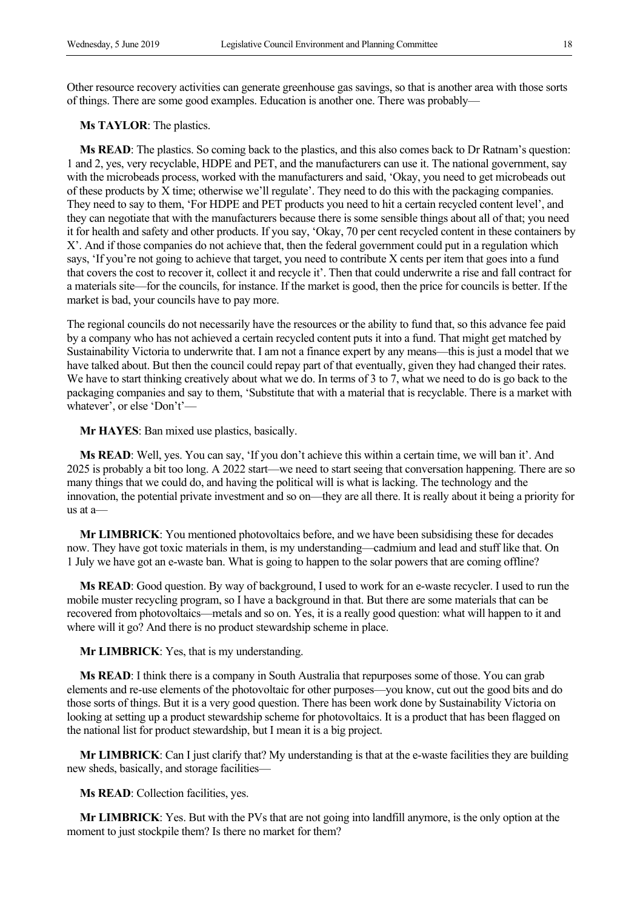Other resource recovery activities can generate greenhouse gas savings, so that is another area with those sorts of things. There are some good examples. Education is another one. There was probably—

**Ms TAYLOR**: The plastics.

**Ms READ**: The plastics. So coming back to the plastics, and this also comes back to Dr Ratnam's question: 1 and 2, yes, very recyclable, HDPE and PET, and the manufacturers can use it. The national government, say with the microbeads process, worked with the manufacturers and said, 'Okay, you need to get microbeads out of these products by X time; otherwise we'll regulate'. They need to do this with the packaging companies. They need to say to them, 'For HDPE and PET products you need to hit a certain recycled content level', and they can negotiate that with the manufacturers because there is some sensible things about all of that; you need it for health and safety and other products. If you say, 'Okay, 70 per cent recycled content in these containers by X'. And if those companies do not achieve that, then the federal government could put in a regulation which says, 'If you're not going to achieve that target, you need to contribute X cents per item that goes into a fund that covers the cost to recover it, collect it and recycle it'. Then that could underwrite a rise and fall contract for a materials site—for the councils, for instance. If the market is good, then the price for councils is better. If the market is bad, your councils have to pay more.

The regional councils do not necessarily have the resources or the ability to fund that, so this advance fee paid by a company who has not achieved a certain recycled content puts it into a fund. That might get matched by Sustainability Victoria to underwrite that. I am not a finance expert by any means—this is just a model that we have talked about. But then the council could repay part of that eventually, given they had changed their rates. We have to start thinking creatively about what we do. In terms of 3 to 7, what we need to do is go back to the packaging companies and say to them, 'Substitute that with a material that is recyclable. There is a market with whatever', or else 'Don't'—

**Mr HAYES**: Ban mixed use plastics, basically.

**Ms READ**: Well, yes. You can say, 'If you don't achieve this within a certain time, we will ban it'. And 2025 is probably a bit too long. A 2022 start—we need to start seeing that conversation happening. There are so many things that we could do, and having the political will is what is lacking. The technology and the innovation, the potential private investment and so on—they are all there. It is really about it being a priority for us at a—

**Mr LIMBRICK**: You mentioned photovoltaics before, and we have been subsidising these for decades now. They have got toxic materials in them, is my understanding—cadmium and lead and stuff like that. On 1 July we have got an e-waste ban. What is going to happen to the solar powers that are coming offline?

**Ms READ**: Good question. By way of background, I used to work for an e-waste recycler. I used to run the mobile muster recycling program, so I have a background in that. But there are some materials that can be recovered from photovoltaics—metals and so on. Yes, it is a really good question: what will happen to it and where will it go? And there is no product stewardship scheme in place.

**Mr LIMBRICK**: Yes, that is my understanding.

**Ms READ**: I think there is a company in South Australia that repurposes some of those. You can grab elements and re-use elements of the photovoltaic for other purposes—you know, cut out the good bits and do those sorts of things. But it is a very good question. There has been work done by Sustainability Victoria on looking at setting up a product stewardship scheme for photovoltaics. It is a product that has been flagged on the national list for product stewardship, but I mean it is a big project.

**Mr LIMBRICK**: Can I just clarify that? My understanding is that at the e-waste facilities they are building new sheds, basically, and storage facilities—

**Ms READ**: Collection facilities, yes.

**Mr LIMBRICK**: Yes. But with the PVs that are not going into landfill anymore, is the only option at the moment to just stockpile them? Is there no market for them?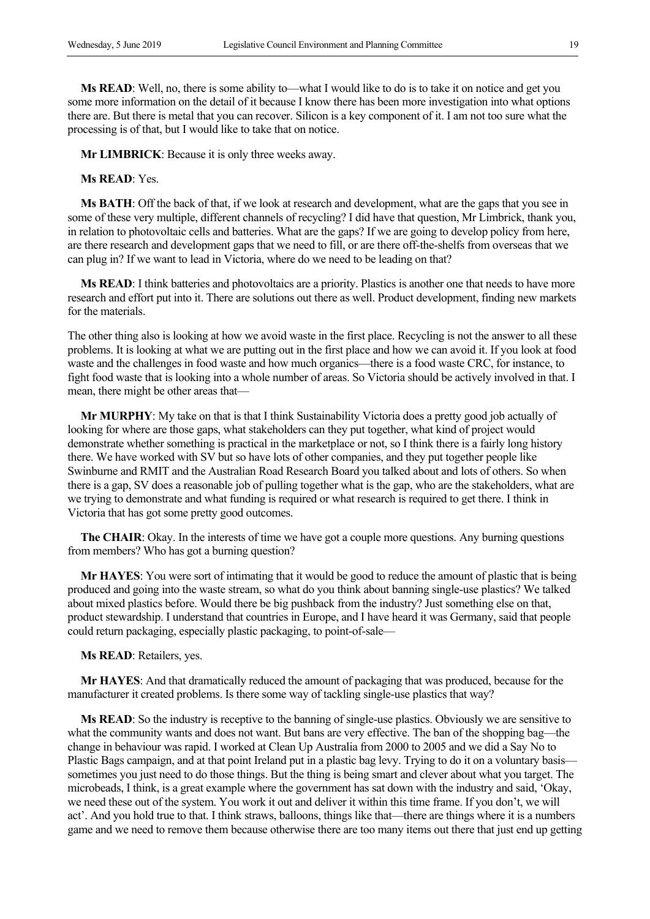**Ms READ**: Well, no, there is some ability to—what I would like to do is to take it on notice and get you some more information on the detail of it because I know there has been more investigation into what options there are. But there is metal that you can recover. Silicon is a key component of it. I am not too sure what the processing is of that, but I would like to take that on notice.

**Mr LIMBRICK**: Because it is only three weeks away.

**Ms READ**: Yes.

**Ms BATH**: Off the back of that, if we look at research and development, what are the gaps that you see in some of these very multiple, different channels of recycling? I did have that question, Mr Limbrick, thank you, in relation to photovoltaic cells and batteries. What are the gaps? If we are going to develop policy from here, are there research and development gaps that we need to fill, or are there off-the-shelfs from overseas that we can plug in? If we want to lead in Victoria, where do we need to be leading on that?

**Ms READ**: I think batteries and photovoltaics are a priority. Plastics is another one that needs to have more research and effort put into it. There are solutions out there as well. Product development, finding new markets for the materials.

The other thing also is looking at how we avoid waste in the first place. Recycling is not the answer to all these problems. It is looking at what we are putting out in the first place and how we can avoid it. If you look at food waste and the challenges in food waste and how much organics—there is a food waste CRC, for instance, to fight food waste that is looking into a whole number of areas. So Victoria should be actively involved in that. I mean, there might be other areas that—

**Mr MURPHY**: My take on that is that I think Sustainability Victoria does a pretty good job actually of looking for where are those gaps, what stakeholders can they put together, what kind of project would demonstrate whether something is practical in the marketplace or not, so I think there is a fairly long history there. We have worked with SV but so have lots of other companies, and they put together people like Swinburne and RMIT and the Australian Road Research Board you talked about and lots of others. So when there is a gap, SV does a reasonable job of pulling together what is the gap, who are the stakeholders, what are we trying to demonstrate and what funding is required or what research is required to get there. I think in Victoria that has got some pretty good outcomes.

**The CHAIR**: Okay. In the interests of time we have got a couple more questions. Any burning questions from members? Who has got a burning question?

**Mr HAYES**: You were sort of intimating that it would be good to reduce the amount of plastic that is being produced and going into the waste stream, so what do you think about banning single-use plastics? We talked about mixed plastics before. Would there be big pushback from the industry? Just something else on that, product stewardship. I understand that countries in Europe, and I have heard it was Germany, said that people could return packaging, especially plastic packaging, to point-of-sale—

**Ms READ**: Retailers, yes.

**Mr HAYES**: And that dramatically reduced the amount of packaging that was produced, because for the manufacturer it created problems. Is there some way of tackling single-use plastics that way?

**Ms READ**: So the industry is receptive to the banning of single-use plastics. Obviously we are sensitive to what the community wants and does not want. But bans are very effective. The ban of the shopping bag—the change in behaviour was rapid. I worked at Clean Up Australia from 2000 to 2005 and we did a Say No to Plastic Bags campaign, and at that point Ireland put in a plastic bag levy. Trying to do it on a voluntary basis—sometimes you just need to do those things. But the thing is being smart and clever about what you target. The microbeads, I think, is a great example where the government has sat down with the industry and said, 'Okay, we need these out of the system. You work it out and deliver it within this time frame. If you don't, we will act'. And you hold true to that. I think straws, balloons, things like that—there are things where it is a numbers game and we need to remove them because otherwise there are too many items out there that just end up getting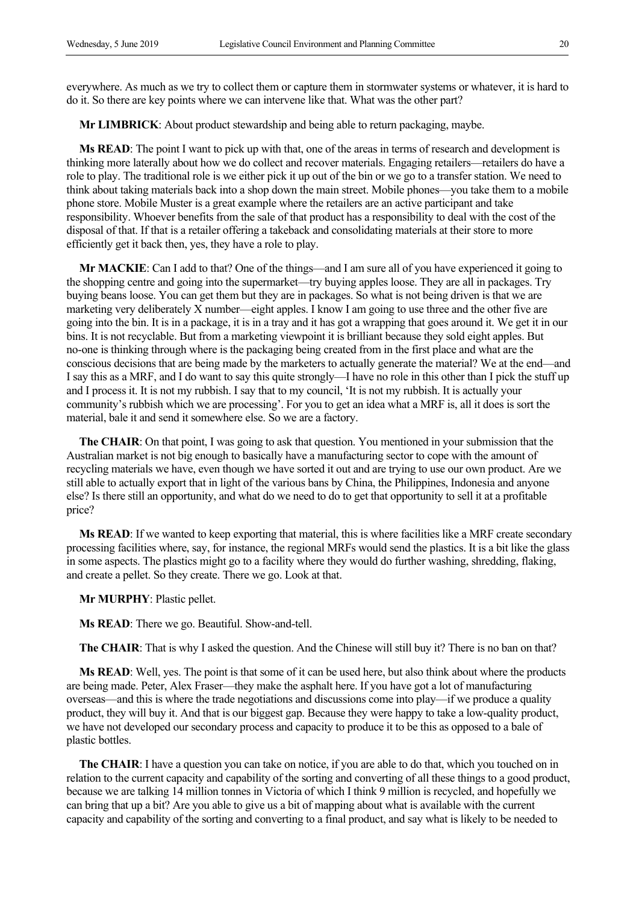everywhere. As much as we try to collect them or capture them in stormwater systems or whatever, it is hard to do it. So there are key points where we can intervene like that. What was the other part?

**Mr LIMBRICK**: About product stewardship and being able to return packaging, maybe.

**Ms READ**: The point I want to pick up with that, one of the areas in terms of research and development is thinking more laterally about how we do collect and recover materials. Engaging retailers—retailers do have a role to play. The traditional role is we either pick it up out of the bin or we go to a transfer station. We need to think about taking materials back into a shop down the main street. Mobile phones—you take them to a mobile phone store. Mobile Muster is a great example where the retailers are an active participant and take responsibility. Whoever benefits from the sale of that product has a responsibility to deal with the cost of the disposal of that. If that is a retailer offering a takeback and consolidating materials at their store to more efficiently get it back then, yes, they have a role to play.

**Mr MACKIE**: Can I add to that? One of the things—and I am sure all of you have experienced it going to the shopping centre and going into the supermarket—try buying apples loose. They are all in packages. Try buying beans loose. You can get them but they are in packages. So what is not being driven is that we are marketing very deliberately X number—eight apples. I know I am going to use three and the other five are going into the bin. It is in a package, it is in a tray and it has got a wrapping that goes around it. We get it in our bins. It is not recyclable. But from a marketing viewpoint it is brilliant because they sold eight apples. But no-one is thinking through where is the packaging being created from in the first place and what are the conscious decisions that are being made by the marketers to actually generate the material? We at the end—and I say this as a MRF, and I do want to say this quite strongly—I have no role in this other than I pick the stuff up and I process it. It is not my rubbish. I say that to my council, 'It is not my rubbish. It is actually your community's rubbish which we are processing'. For you to get an idea what a MRF is, all it does is sort the material, bale it and send it somewhere else. So we are a factory.

**The CHAIR**: On that point, I was going to ask that question. You mentioned in your submission that the Australian market is not big enough to basically have a manufacturing sector to cope with the amount of recycling materials we have, even though we have sorted it out and are trying to use our own product. Are we still able to actually export that in light of the various bans by China, the Philippines, Indonesia and anyone else? Is there still an opportunity, and what do we need to do to get that opportunity to sell it at a profitable price?

**Ms READ**: If we wanted to keep exporting that material, this is where facilities like a MRF create secondary processing facilities where, say, for instance, the regional MRFs would send the plastics. It is a bit like the glass in some aspects. The plastics might go to a facility where they would do further washing, shredding, flaking, and create a pellet. So they create. There we go. Look at that.

**Mr MURPHY**: Plastic pellet.

**Ms READ**: There we go. Beautiful. Show-and-tell.

**The CHAIR**: That is why I asked the question. And the Chinese will still buy it? There is no ban on that?

**Ms READ**: Well, yes. The point is that some of it can be used here, but also think about where the products are being made. Peter, Alex Fraser—they make the asphalt here. If you have got a lot of manufacturing overseas—and this is where the trade negotiations and discussions come into play—if we produce a quality product, they will buy it. And that is our biggest gap. Because they were happy to take a low-quality product, we have not developed our secondary process and capacity to produce it to be this as opposed to a bale of plastic bottles.

**The CHAIR**: I have a question you can take on notice, if you are able to do that, which you touched on in relation to the current capacity and capability of the sorting and converting of all these things to a good product, because we are talking 14 million tonnes in Victoria of which I think 9 million is recycled, and hopefully we can bring that up a bit? Are you able to give us a bit of mapping about what is available with the current capacity and capability of the sorting and converting to a final product, and say what is likely to be needed to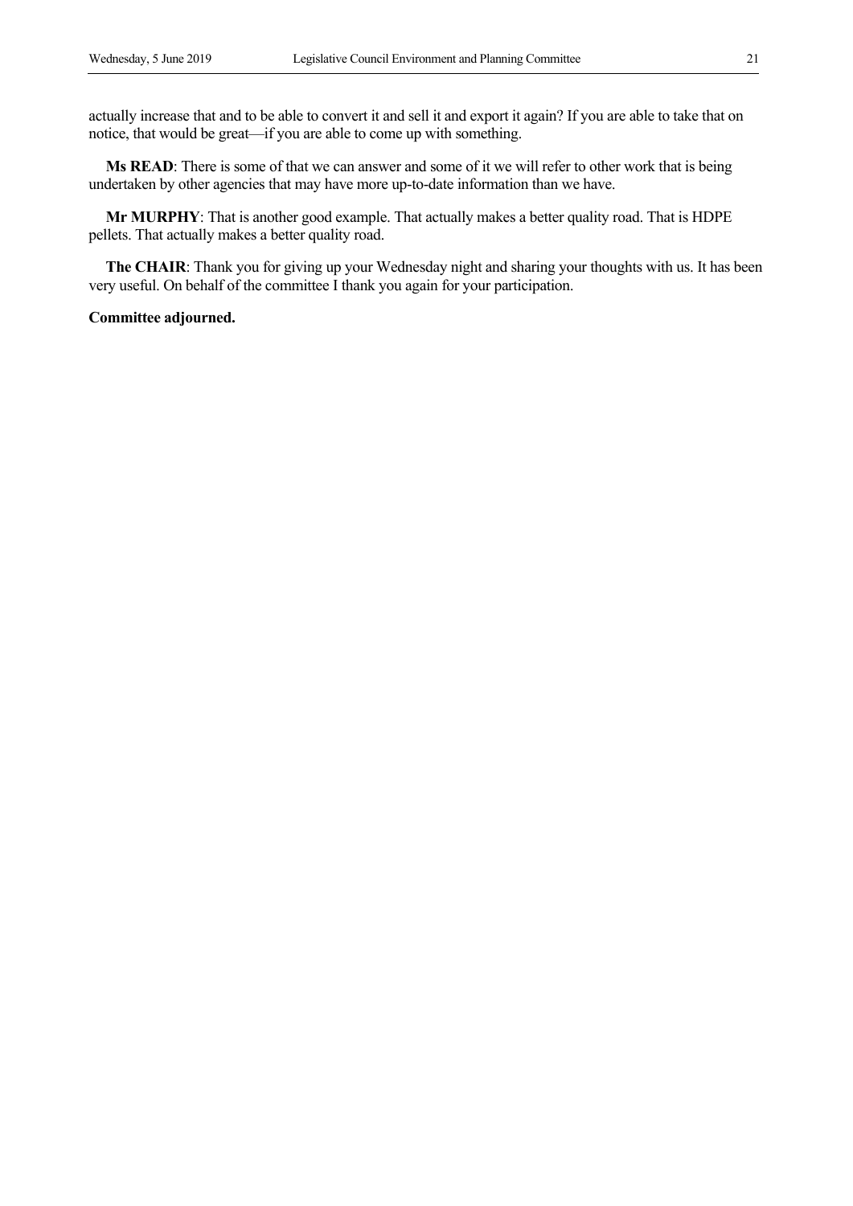actually increase that and to be able to convert it and sell it and export it again? If you are able to take that on notice, that would be great—if you are able to come up with something.

**Ms READ**: There is some of that we can answer and some of it we will refer to other work that is being undertaken by other agencies that may have more up-to-date information than we have.

**Mr MURPHY**: That is another good example. That actually makes a better quality road. That is HDPE pellets. That actually makes a better quality road.

**The CHAIR**: Thank you for giving up your Wednesday night and sharing your thoughts with us. It has been very useful. On behalf of the committee I thank you again for your participation.

**Committee adjourned.**